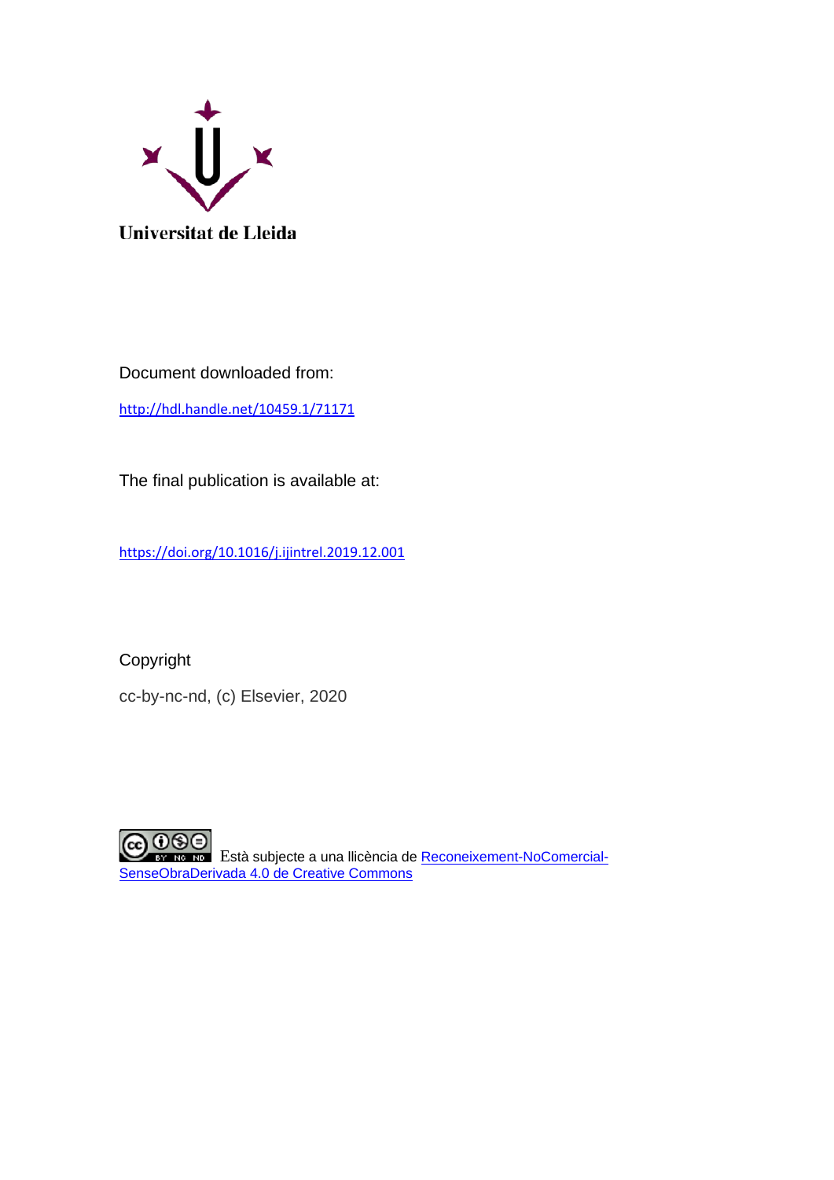Universitat de Lleida

Document downloaded from:

http://hdl.handle.net/10459.1/71171

The final publication is available at:

https://doi.org/10.1016/j.ijintrel.2019.12.001

Copyright

cc-by-nc-nd, (c) Elsevier, 2020

Està subjecte a una llicència de Reconeixement-NoComercial-SenseObraDerivada 4.0 de Creative Commons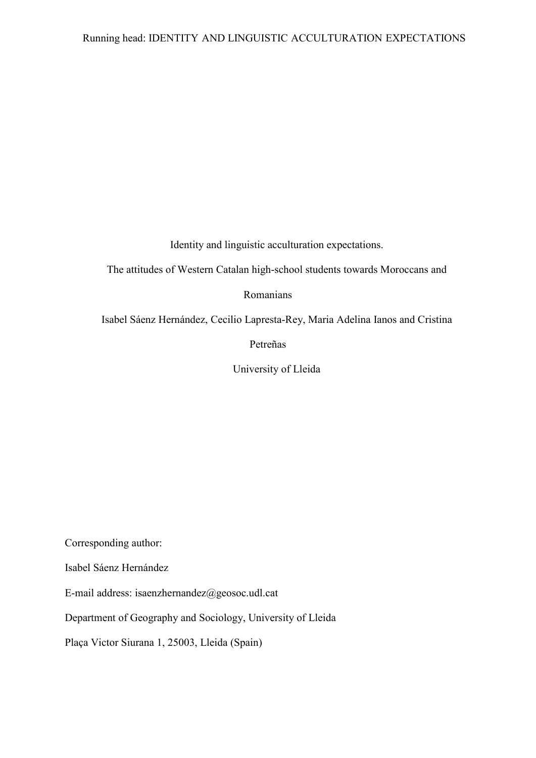Identity and linguistic acculturation expectations.

The attitudes of Western Catalan high-school students towards Moroccans and Romanians

Isabel Sáenz Hernández, Cecilio Lapresta-Rey, Maria Adelina Ianos and Cristina Petreñas

University of Lleida

Corresponding author:

Isabel Sáenz Hernández

E-mail address: isaenzhernandez@geosoc.udl.cat

Department of Geography and Sociology, University of Lleida

Plaça Victor Siurana 1, 25003, Lleida (Spain)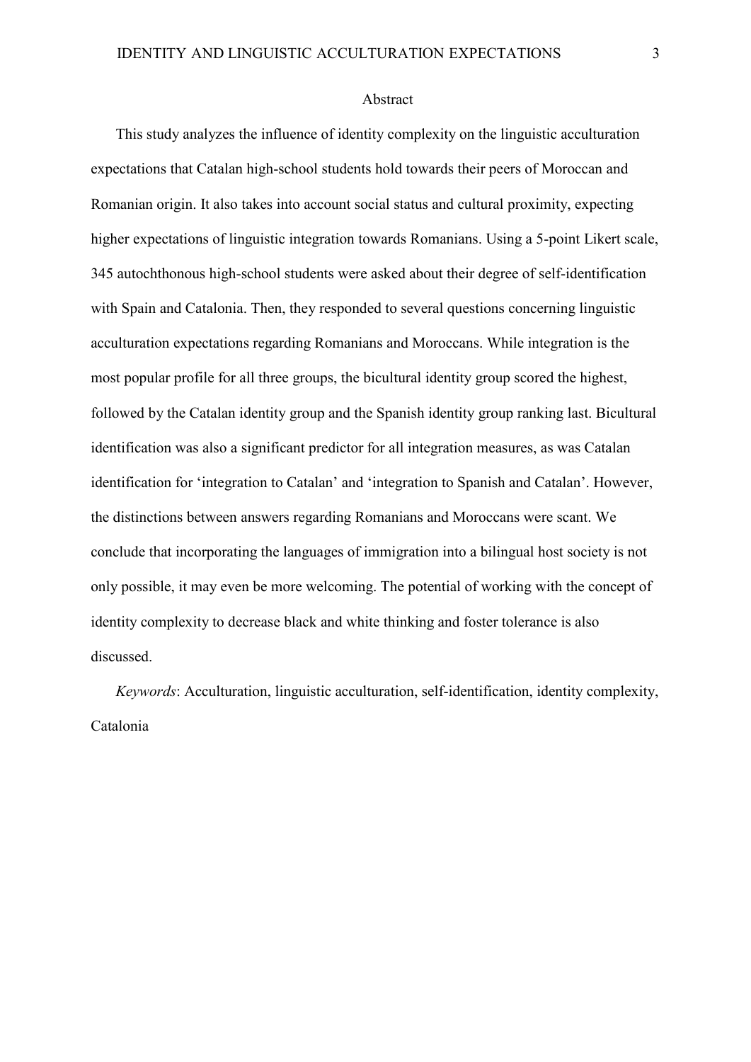## Abstract

This study analyzes the influence of identity complexity on the linguistic acculturation expectations that Catalan high-school students hold towards their peers of Moroccan and Romanian origin. It also takes into account social status and cultural proximity, expecting higher expectations of linguistic integration towards Romanians. Using a 5-point Likert scale, 345 autochthonous high-school students were asked about their degree of self-identification with Spain and Catalonia. Then, they responded to several questions concerning linguistic acculturation expectations regarding Romanians and Moroccans. While integration is the most popular profile for all three groups, the bicultural identity group scored the highest, followed by the Catalan identity group and the Spanish identity group ranking last. Bicultural identification was also a significant predictor for all integration measures, as was Catalan identification for 'integration to Catalan' and 'integration to Spanish and Catalan'. However, the distinctions between answers regarding Romanians and Moroccans were scant. We conclude that incorporating the languages of immigration into a bilingual host society is not only possible, it may even be more welcoming. The potential of working with the concept of identity complexity to decrease black and white thinking and foster tolerance is also discussed.

*Keywords*: Acculturation, linguistic acculturation, self-identification, identity complexity, Catalonia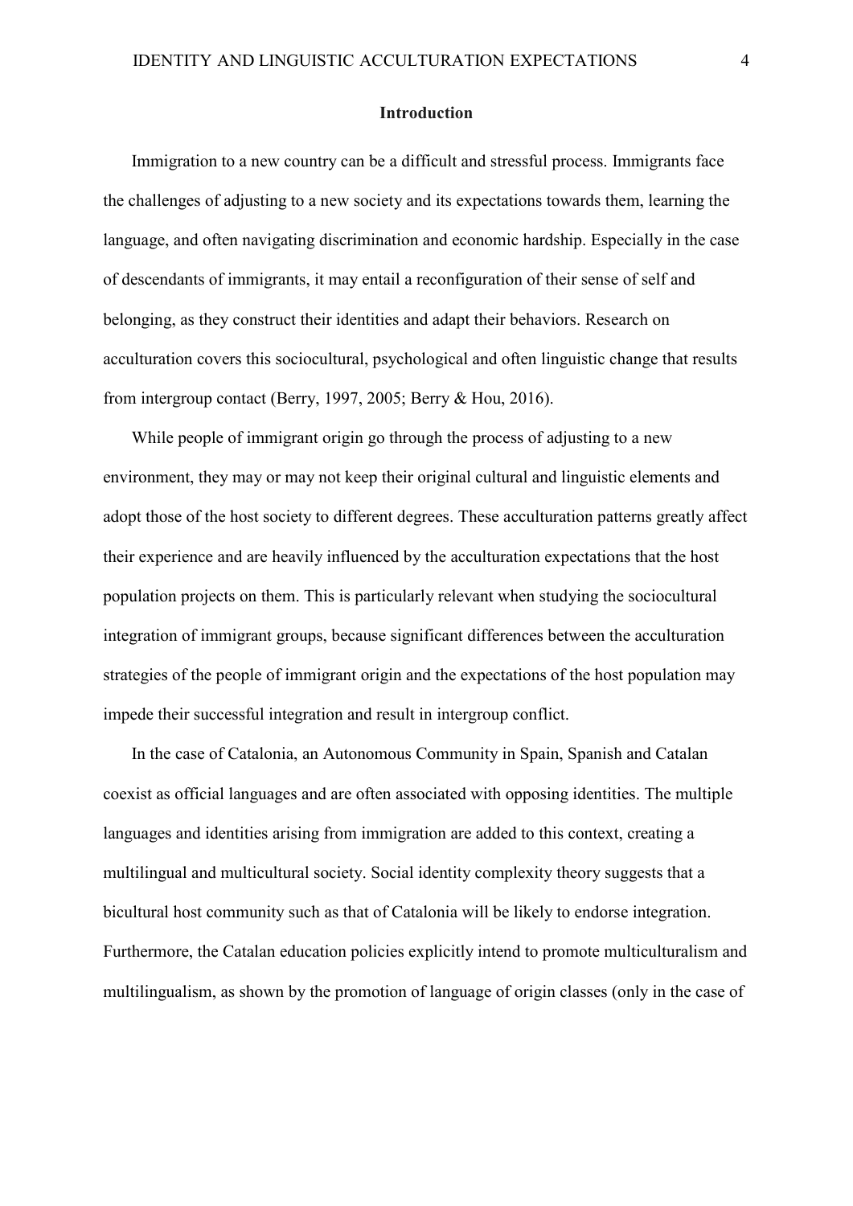## Introduction

Immigration to a new country can be a difficult and stressful process. Immigrants face the challenges of adjusting to a new society and its expectations towards them, learning the language, and often navigating discrimination and economic hardship. Especially in the case of descendants of immigrants, it may entail a reconfiguration of their sense of self and belonging, as they construct their identities and adapt their behaviors. Research on acculturation covers this sociocultural, psychological and often linguistic change that results from intergroup contact (Berry, 1997, 2005; Berry & Hou, 2016).

While people of immigrant origin go through the process of adjusting to a new environment, they may or may not keep their original cultural and linguistic elements and adopt those of the host society to different degrees. These acculturation patterns greatly affect their experience and are heavily influenced by the acculturation expectations that the host population projects on them. This is particularly relevant when studying the sociocultural integration of immigrant groups, because significant differences between the acculturation strategies of the people of immigrant origin and the expectations of the host population may impede their successful integration and result in intergroup conflict.

In the case of Catalonia, an Autonomous Community in Spain, Spanish and Catalan coexist as official languages and are often associated with opposing identities. The multiple languages and identities arising from immigration are added to this context, creating a multilingual and multicultural society. Social identity complexity theory suggests that a bicultural host community such as that of Catalonia will be likely to endorse integration. Furthermore, the Catalan education policies explicitly intend to promote multiculturalism and multilingualism, as shown by the promotion of language of origin classes (only in the case of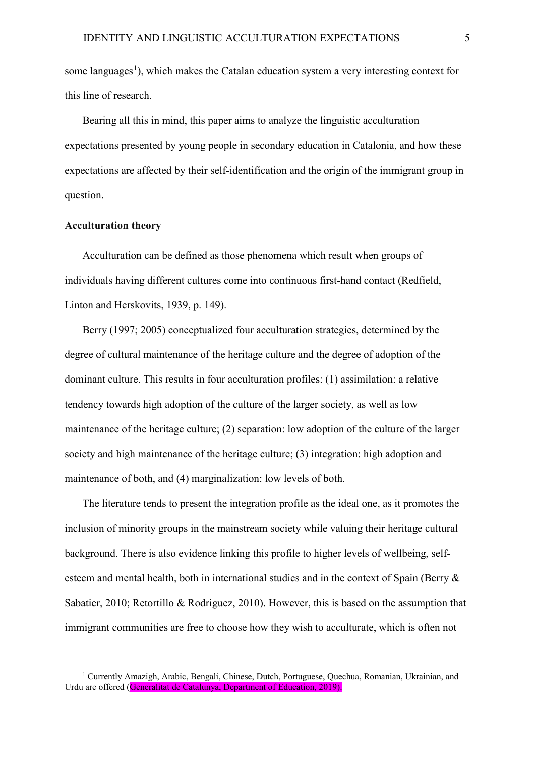some languages[1]), which makes the Catalan education system a very interesting context for this line of research.

Bearing all this in mind, this paper aims to analyze the linguistic acculturation expectations presented by young people in secondary education in Catalonia, and how these expectations are affected by their self-identification and the origin of the immigrant group in question.

**Acculturation theory**

Acculturation can be defined as those phenomena which result when groups of individuals having different cultures come into continuous first-hand contact (Redfield, Linton and Herskovits, 1939, p. 149).

Berry (1997; 2005) conceptualized four acculturation strategies, determined by the degree of cultural maintenance of the heritage culture and the degree of adoption of the dominant culture. This results in four acculturation profiles: (1) assimilation: a relative tendency towards high adoption of the culture of the larger society, as well as low maintenance of the heritage culture; (2) separation: low adoption of the culture of the larger society and high maintenance of the heritage culture; (3) integration: high adoption and maintenance of both, and (4) marginalization: low levels of both.

The literature tends to present the integration profile as the ideal one, as it promotes the inclusion of minority groups in the mainstream society while valuing their heritage cultural background. There is also evidence linking this profile to higher levels of wellbeing, self-esteem and mental health, both in international studies and in the context of Spain (Berry & Sabatier, 2010; Retortillo & Rodriguez, 2010). However, this is based on the assumption that immigrant communities are free to choose how they wish to acculturate, which is often not

[1] Currently Amazigh, Arabic, Bengali, Chinese, Dutch, Portuguese, Quechua, Romanian, Ukrainian, and Urdu are offered (Generalitat de Catalunya, Department of Education, 2019).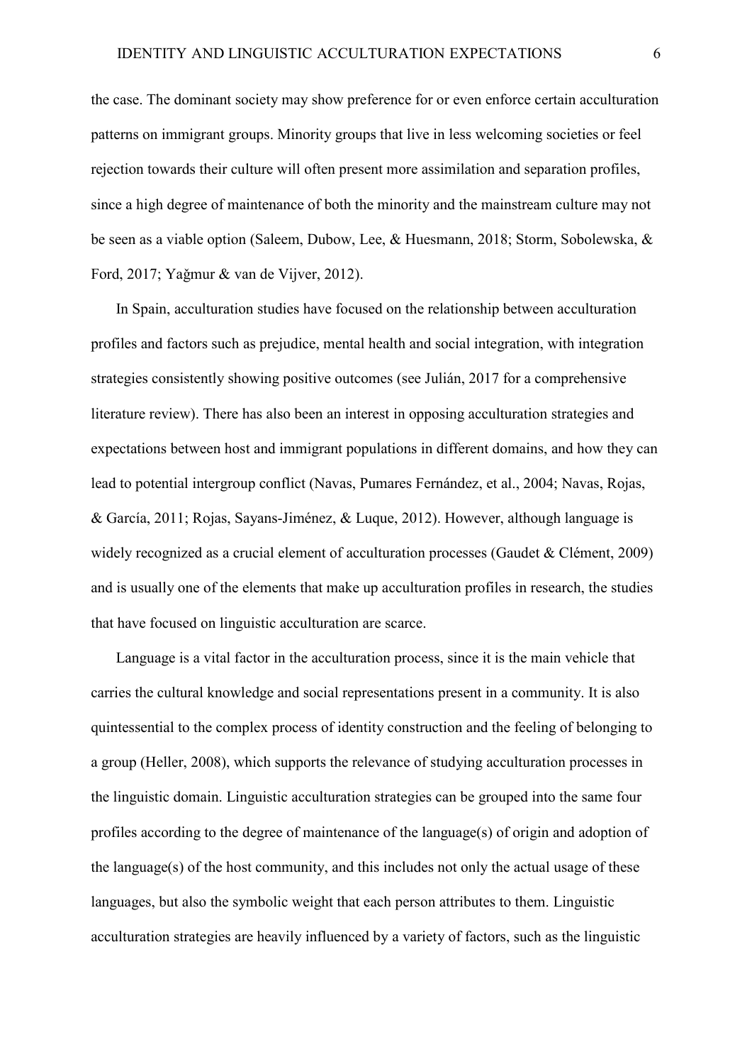the case. The dominant society may show preference for or even enforce certain acculturation patterns on immigrant groups. Minority groups that live in less welcoming societies or feel rejection towards their culture will often present more assimilation and separation profiles, since a high degree of maintenance of both the minority and the mainstream culture may not be seen as a viable option (Saleem, Dubow, Lee, & Huesmann, 2018; Storm, Sobolewska, & Ford, 2017; Yağmur & van de Vijver, 2012).

In Spain, acculturation studies have focused on the relationship between acculturation profiles and factors such as prejudice, mental health and social integration, with integration strategies consistently showing positive outcomes (see Julián, 2017 for a comprehensive literature review). There has also been an interest in opposing acculturation strategies and expectations between host and immigrant populations in different domains, and how they can lead to potential intergroup conflict (Navas, Pumares Fernández, et al., 2004; Navas, Rojas, & García, 2011; Rojas, Sayans-Jiménez, & Luque, 2012). However, although language is widely recognized as a crucial element of acculturation processes (Gaudet & Clément, 2009) and is usually one of the elements that make up acculturation profiles in research, the studies that have focused on linguistic acculturation are scarce.

Language is a vital factor in the acculturation process, since it is the main vehicle that carries the cultural knowledge and social representations present in a community. It is also quintessential to the complex process of identity construction and the feeling of belonging to a group (Heller, 2008), which supports the relevance of studying acculturation processes in the linguistic domain. Linguistic acculturation strategies can be grouped into the same four profiles according to the degree of maintenance of the language(s) of origin and adoption of the language(s) of the host community, and this includes not only the actual usage of these languages, but also the symbolic weight that each person attributes to them. Linguistic acculturation strategies are heavily influenced by a variety of factors, such as the linguistic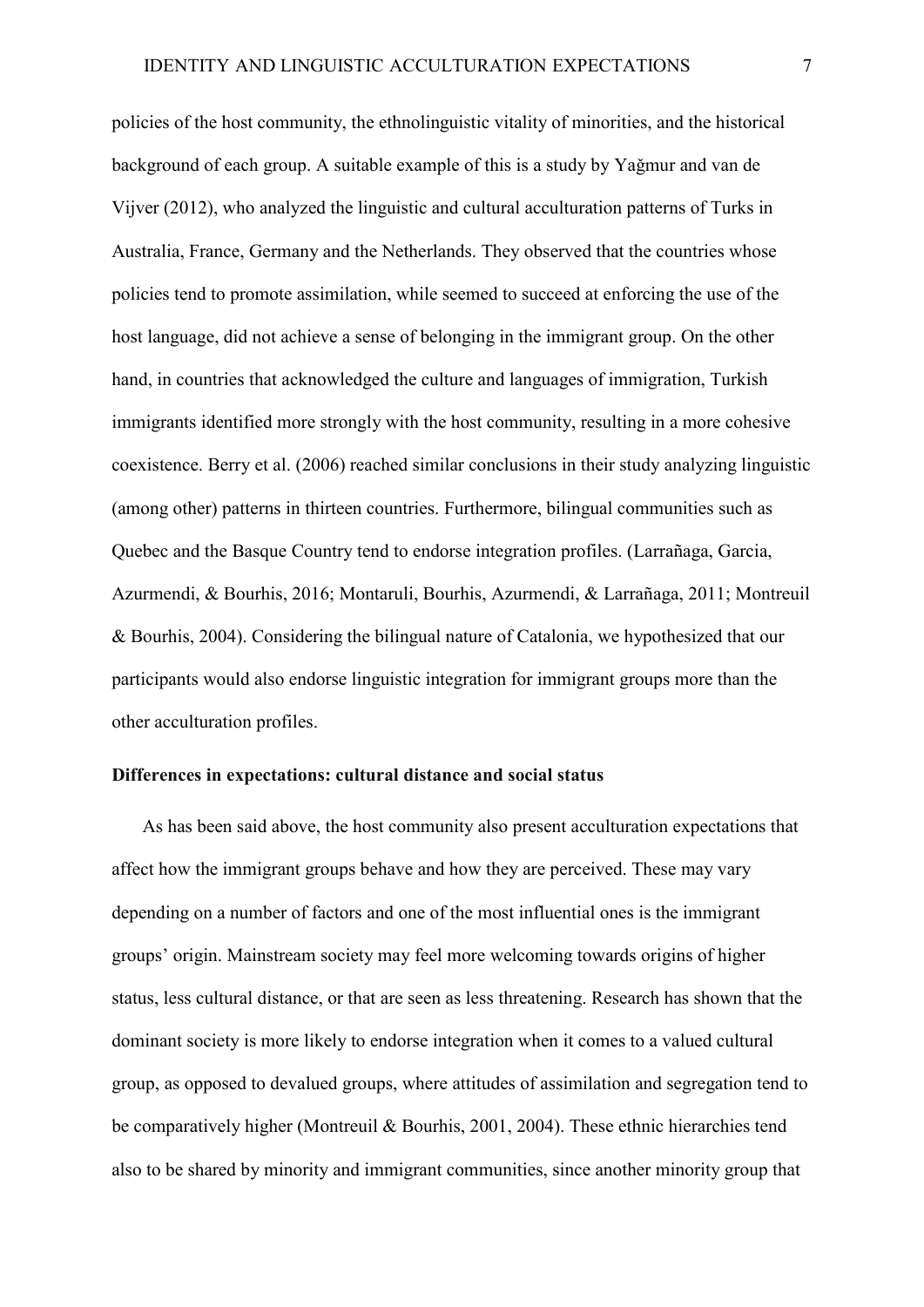policies of the host community, the ethnolinguistic vitality of minorities, and the historical background of each group. A suitable example of this is a study by Yağmur and van de Vijver (2012), who analyzed the linguistic and cultural acculturation patterns of Turks in Australia, France, Germany and the Netherlands. They observed that the countries whose policies tend to promote assimilation, while seemed to succeed at enforcing the use of the host language, did not achieve a sense of belonging in the immigrant group. On the other hand, in countries that acknowledged the culture and languages of immigration, Turkish immigrants identified more strongly with the host community, resulting in a more cohesive coexistence. Berry et al. (2006) reached similar conclusions in their study analyzing linguistic (among other) patterns in thirteen countries. Furthermore, bilingual communities such as Quebec and the Basque Country tend to endorse integration profiles. (Larrañaga, Garcia, Azurmendi, & Bourhis, 2016; Montaruli, Bourhis, Azurmendi, & Larrañaga, 2011; Montreuil & Bourhis, 2004). Considering the bilingual nature of Catalonia, we hypothesized that our participants would also endorse linguistic integration for immigrant groups more than the other acculturation profiles.

**Differences in expectations: cultural distance and social status**

As has been said above, the host community also present acculturation expectations that affect how the immigrant groups behave and how they are perceived. These may vary depending on a number of factors and one of the most influential ones is the immigrant groups' origin. Mainstream society may feel more welcoming towards origins of higher status, less cultural distance, or that are seen as less threatening. Research has shown that the dominant society is more likely to endorse integration when it comes to a valued cultural group, as opposed to devalued groups, where attitudes of assimilation and segregation tend to be comparatively higher (Montreuil & Bourhis, 2001, 2004). These ethnic hierarchies tend also to be shared by minority and immigrant communities, since another minority group that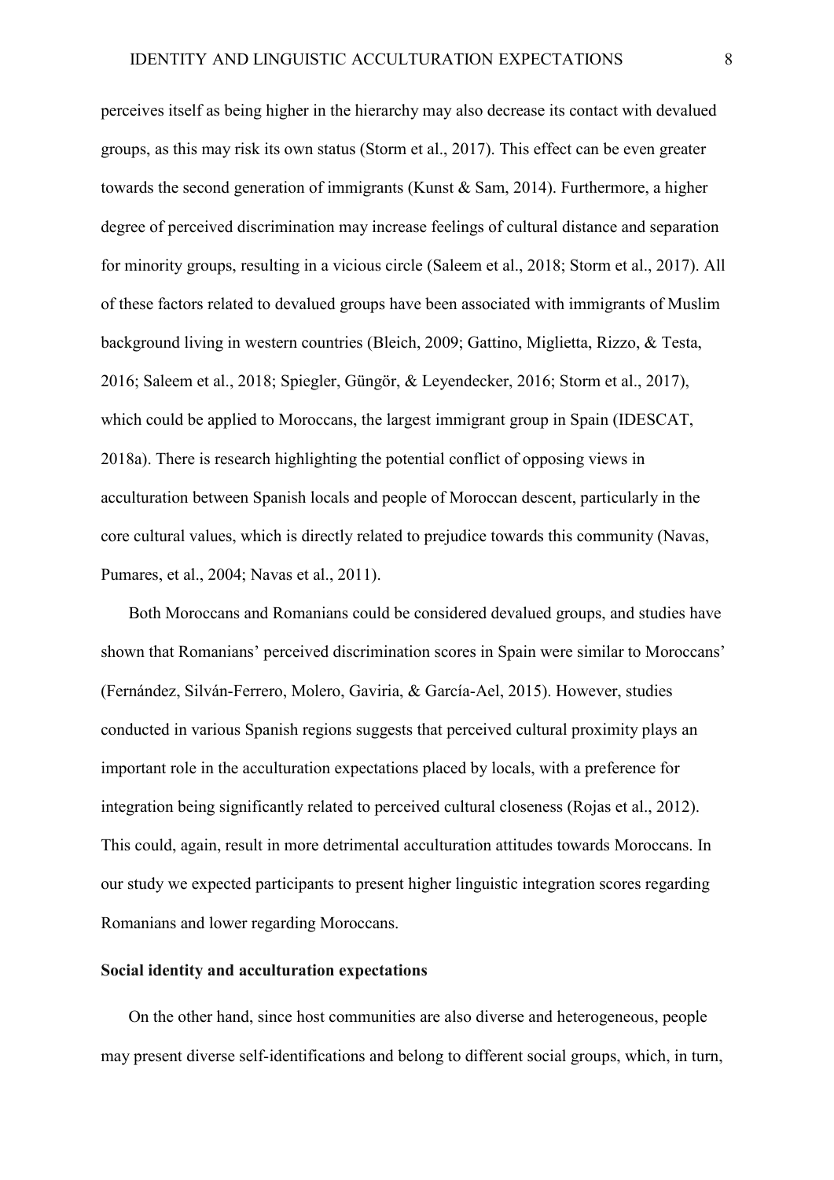perceives itself as being higher in the hierarchy may also decrease its contact with devalued groups, as this may risk its own status (Storm et al., 2017). This effect can be even greater towards the second generation of immigrants (Kunst & Sam, 2014). Furthermore, a higher degree of perceived discrimination may increase feelings of cultural distance and separation for minority groups, resulting in a vicious circle (Saleem et al., 2018; Storm et al., 2017). All of these factors related to devalued groups have been associated with immigrants of Muslim background living in western countries (Bleich, 2009; Gattino, Miglietta, Rizzo, & Testa, 2016; Saleem et al., 2018; Spiegler, Güngör, & Leyendecker, 2016; Storm et al., 2017), which could be applied to Moroccans, the largest immigrant group in Spain (IDESCAT, 2018a). There is research highlighting the potential conflict of opposing views in acculturation between Spanish locals and people of Moroccan descent, particularly in the core cultural values, which is directly related to prejudice towards this community (Navas, Pumares, et al., 2004; Navas et al., 2011).

Both Moroccans and Romanians could be considered devalued groups, and studies have shown that Romanians' perceived discrimination scores in Spain were similar to Moroccans' (Fernández, Silván-Ferrero, Molero, Gaviria, & García-Ael, 2015). However, studies conducted in various Spanish regions suggests that perceived cultural proximity plays an important role in the acculturation expectations placed by locals, with a preference for integration being significantly related to perceived cultural closeness (Rojas et al., 2012). This could, again, result in more detrimental acculturation attitudes towards Moroccans. In our study we expected participants to present higher linguistic integration scores regarding Romanians and lower regarding Moroccans.

**Social identity and acculturation expectations**

On the other hand, since host communities are also diverse and heterogeneous, people may present diverse self-identifications and belong to different social groups, which, in turn,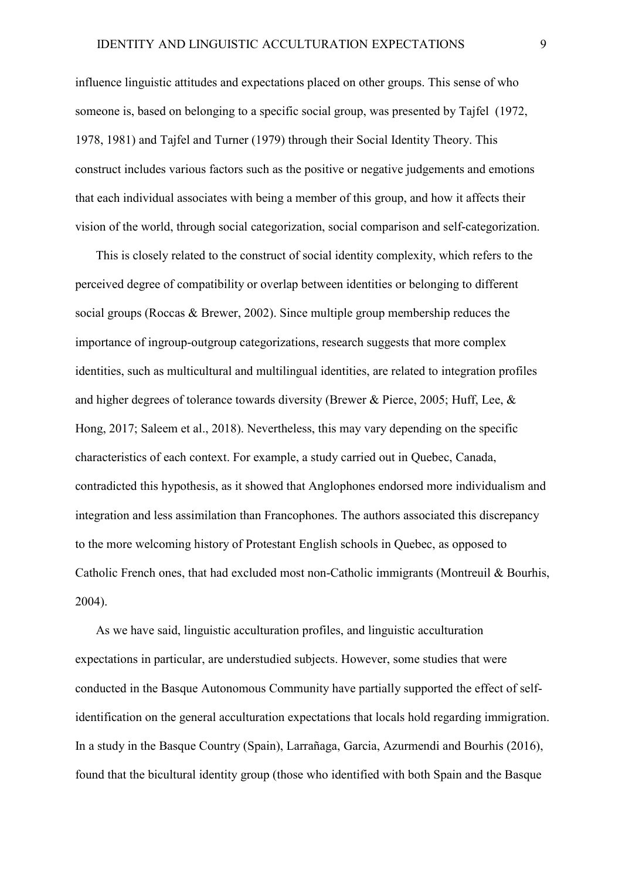influence linguistic attitudes and expectations placed on other groups. This sense of who someone is, based on belonging to a specific social group, was presented by Tajfel (1972, 1978, 1981) and Tajfel and Turner (1979) through their Social Identity Theory. This construct includes various factors such as the positive or negative judgements and emotions that each individual associates with being a member of this group, and how it affects their vision of the world, through social categorization, social comparison and self-categorization.

This is closely related to the construct of social identity complexity, which refers to the perceived degree of compatibility or overlap between identities or belonging to different social groups (Roccas & Brewer, 2002). Since multiple group membership reduces the importance of ingroup-outgroup categorizations, research suggests that more complex identities, such as multicultural and multilingual identities, are related to integration profiles and higher degrees of tolerance towards diversity (Brewer & Pierce, 2005; Huff, Lee, & Hong, 2017; Saleem et al., 2018). Nevertheless, this may vary depending on the specific characteristics of each context. For example, a study carried out in Quebec, Canada, contradicted this hypothesis, as it showed that Anglophones endorsed more individualism and integration and less assimilation than Francophones. The authors associated this discrepancy to the more welcoming history of Protestant English schools in Quebec, as opposed to Catholic French ones, that had excluded most non-Catholic immigrants (Montreuil & Bourhis, 2004).

As we have said, linguistic acculturation profiles, and linguistic acculturation expectations in particular, are understudied subjects. However, some studies that were conducted in the Basque Autonomous Community have partially supported the effect of self-identification on the general acculturation expectations that locals hold regarding immigration. In a study in the Basque Country (Spain), Larrañaga, Garcia, Azurmendi and Bourhis (2016), found that the bicultural identity group (those who identified with both Spain and the Basque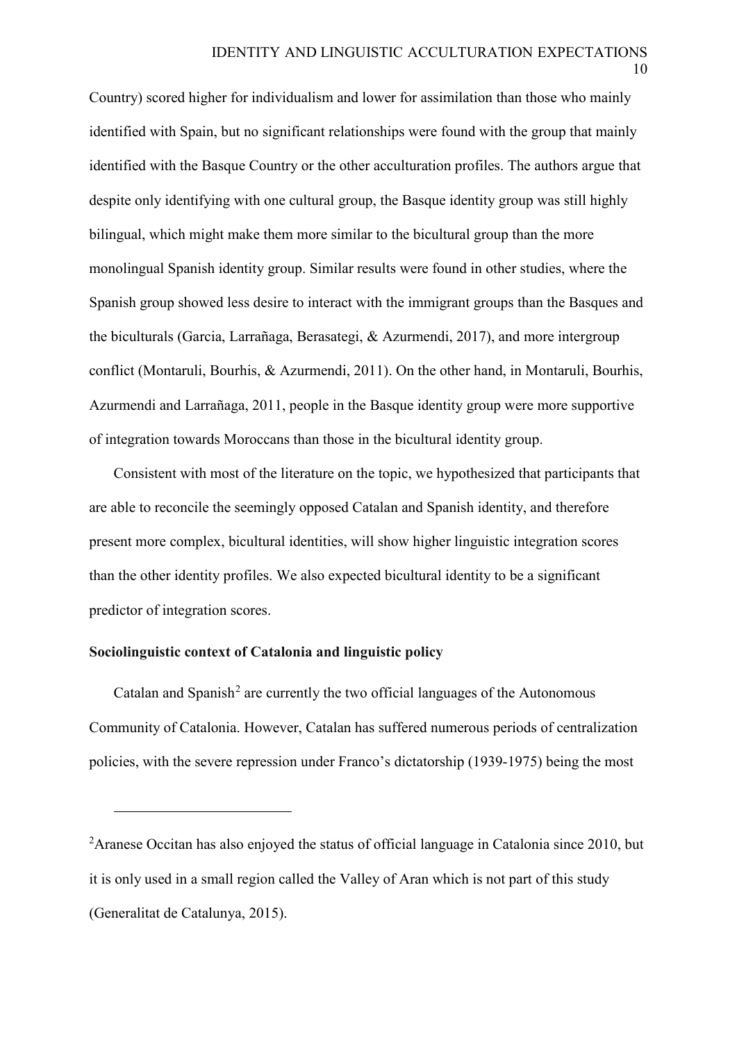Country) scored higher for individualism and lower for assimilation than those who mainly identified with Spain, but no significant relationships were found with the group that mainly identified with the Basque Country or the other acculturation profiles. The authors argue that despite only identifying with one cultural group, the Basque identity group was still highly bilingual, which might make them more similar to the bicultural group than the more monolingual Spanish identity group. Similar results were found in other studies, where the Spanish group showed less desire to interact with the immigrant groups than the Basques and the biculturals (Garcia, Larrañaga, Berasategi, & Azurmendi, 2017), and more intergroup conflict (Montaruli, Bourhis, & Azurmendi, 2011). On the other hand, in Montaruli, Bourhis, Azurmendi and Larrañaga, 2011, people in the Basque identity group were more supportive of integration towards Moroccans than those in the bicultural identity group.

Consistent with most of the literature on the topic, we hypothesized that participants that are able to reconcile the seemingly opposed Catalan and Spanish identity, and therefore present more complex, bicultural identities, will show higher linguistic integration scores than the other identity profiles. We also expected bicultural identity to be a significant predictor of integration scores.

### Sociolinguistic context of Catalonia and linguistic policy

Catalan and Spanish[2] are currently the two official languages of the Autonomous Community of Catalonia. However, Catalan has suffered numerous periods of centralization policies, with the severe repression under Franco's dictatorship (1939-1975) being the most

[2]Aranese Occitan has also enjoyed the status of official language in Catalonia since 2010, but it is only used in a small region called the Valley of Aran which is not part of this study (Generalitat de Catalunya, 2015).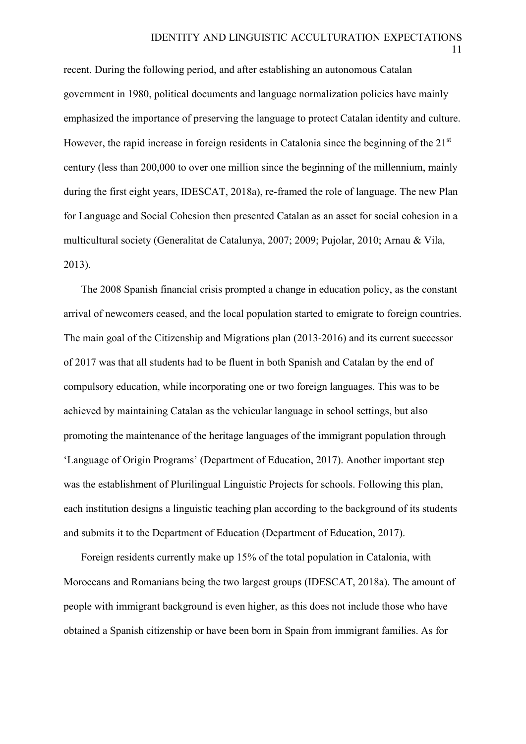recent. During the following period, and after establishing an autonomous Catalan government in 1980, political documents and language normalization policies have mainly emphasized the importance of preserving the language to protect Catalan identity and culture. However, the rapid increase in foreign residents in Catalonia since the beginning of the 21st century (less than 200,000 to over one million since the beginning of the millennium, mainly during the first eight years, IDESCAT, 2018a), re-framed the role of language. The new Plan for Language and Social Cohesion then presented Catalan as an asset for social cohesion in a multicultural society (Generalitat de Catalunya, 2007; 2009; Pujolar, 2010; Arnau & Vila, 2013).

The 2008 Spanish financial crisis prompted a change in education policy, as the constant arrival of newcomers ceased, and the local population started to emigrate to foreign countries. The main goal of the Citizenship and Migrations plan (2013-2016) and its current successor of 2017 was that all students had to be fluent in both Spanish and Catalan by the end of compulsory education, while incorporating one or two foreign languages. This was to be achieved by maintaining Catalan as the vehicular language in school settings, but also promoting the maintenance of the heritage languages of the immigrant population through 'Language of Origin Programs' (Department of Education, 2017). Another important step was the establishment of Plurilingual Linguistic Projects for schools. Following this plan, each institution designs a linguistic teaching plan according to the background of its students and submits it to the Department of Education (Department of Education, 2017).

Foreign residents currently make up 15% of the total population in Catalonia, with Moroccans and Romanians being the two largest groups (IDESCAT, 2018a). The amount of people with immigrant background is even higher, as this does not include those who have obtained a Spanish citizenship or have been born in Spain from immigrant families. As for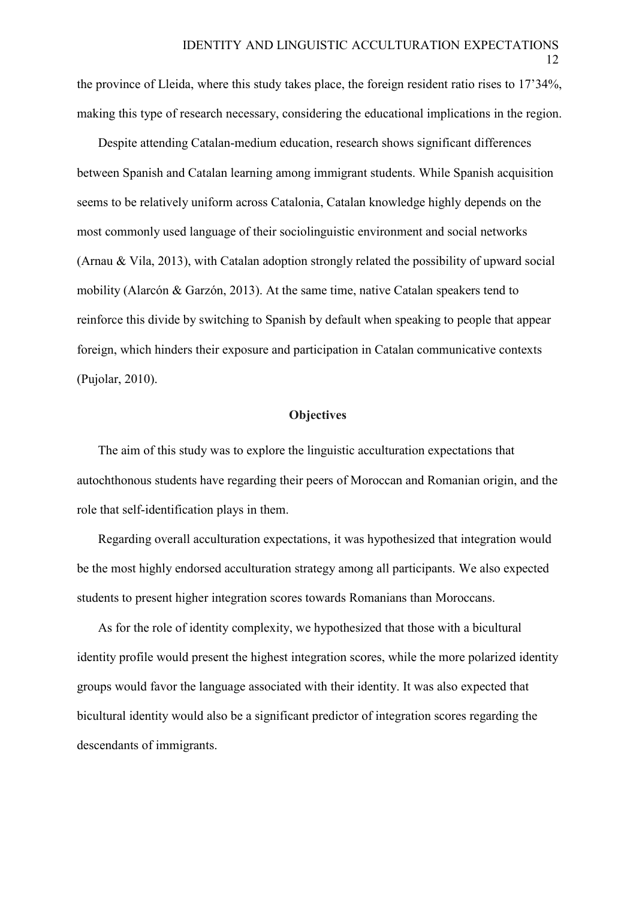the province of Lleida, where this study takes place, the foreign resident ratio rises to 17’34%, making this type of research necessary, considering the educational implications in the region.

Despite attending Catalan-medium education, research shows significant differences between Spanish and Catalan learning among immigrant students. While Spanish acquisition seems to be relatively uniform across Catalonia, Catalan knowledge highly depends on the most commonly used language of their sociolinguistic environment and social networks (Arnau & Vila, 2013), with Catalan adoption strongly related the possibility of upward social mobility (Alarcón & Garzón, 2013). At the same time, native Catalan speakers tend to reinforce this divide by switching to Spanish by default when speaking to people that appear foreign, which hinders their exposure and participation in Catalan communicative contexts (Pujolar, 2010).

## Objectives

The aim of this study was to explore the linguistic acculturation expectations that autochthonous students have regarding their peers of Moroccan and Romanian origin, and the role that self-identification plays in them.

Regarding overall acculturation expectations, it was hypothesized that integration would be the most highly endorsed acculturation strategy among all participants. We also expected students to present higher integration scores towards Romanians than Moroccans.

As for the role of identity complexity, we hypothesized that those with a bicultural identity profile would present the highest integration scores, while the more polarized identity groups would favor the language associated with their identity. It was also expected that bicultural identity would also be a significant predictor of integration scores regarding the descendants of immigrants.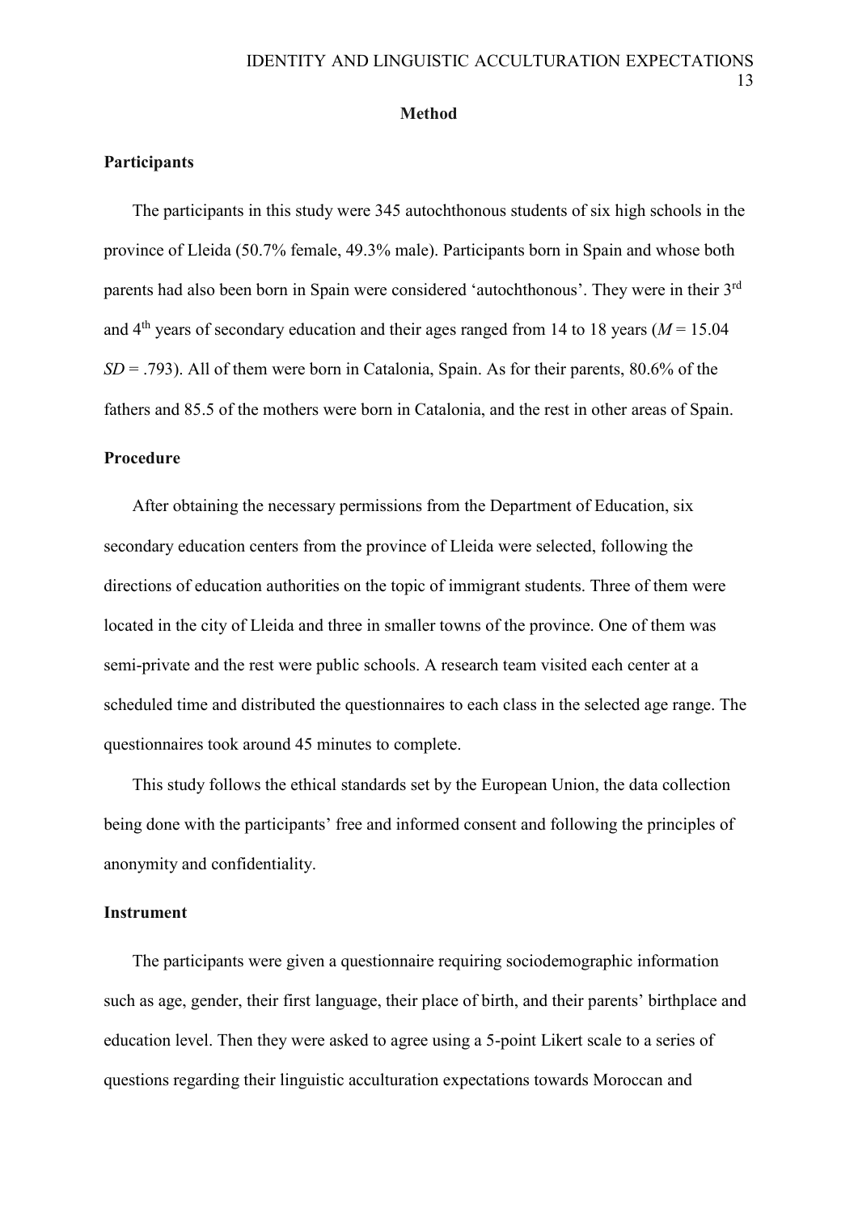## Method

### Participants

The participants in this study were 345 autochthonous students of six high schools in the province of Lleida (50.7% female, 49.3% male). Participants born in Spain and whose both parents had also been born in Spain were considered 'autochthonous'. They were in their 3rd and 4th years of secondary education and their ages ranged from 14 to 18 years ($M$ = 15.04 $SD$ = .793). All of them were born in Catalonia, Spain. As for their parents, 80.6% of the fathers and 85.5 of the mothers were born in Catalonia, and the rest in other areas of Spain.

### Procedure

After obtaining the necessary permissions from the Department of Education, six secondary education centers from the province of Lleida were selected, following the directions of education authorities on the topic of immigrant students. Three of them were located in the city of Lleida and three in smaller towns of the province. One of them was semi-private and the rest were public schools. A research team visited each center at a scheduled time and distributed the questionnaires to each class in the selected age range. The questionnaires took around 45 minutes to complete.

This study follows the ethical standards set by the European Union, the data collection being done with the participants' free and informed consent and following the principles of anonymity and confidentiality.

### Instrument

The participants were given a questionnaire requiring sociodemographic information such as age, gender, their first language, their place of birth, and their parents' birthplace and education level. Then they were asked to agree using a 5-point Likert scale to a series of questions regarding their linguistic acculturation expectations towards Moroccan and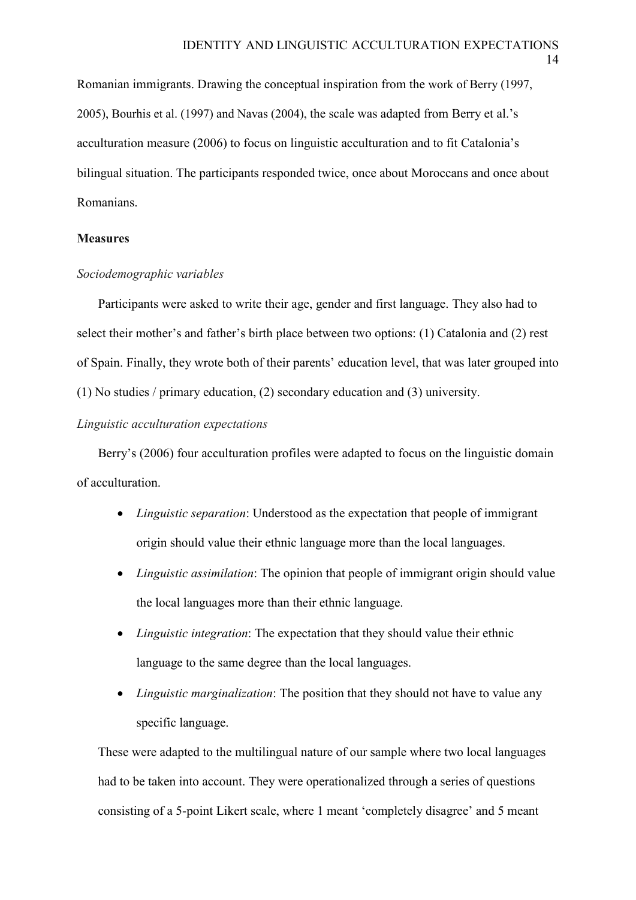Romanian immigrants. Drawing the conceptual inspiration from the work of Berry (1997, 2005), Bourhis et al. (1997) and Navas (2004), the scale was adapted from Berry et al.'s acculturation measure (2006) to focus on linguistic acculturation and to fit Catalonia's bilingual situation. The participants responded twice, once about Moroccans and once about Romanians.

**Measures**

*Sociodemographic variables*

Participants were asked to write their age, gender and first language. They also had to select their mother's and father's birth place between two options: (1) Catalonia and (2) rest of Spain. Finally, they wrote both of their parents' education level, that was later grouped into (1) No studies / primary education, (2) secondary education and (3) university.

*Linguistic acculturation expectations*

Berry's (2006) four acculturation profiles were adapted to focus on the linguistic domain of acculturation.

- *Linguistic separation*: Understood as the expectation that people of immigrant origin should value their ethnic language more than the local languages.
- *Linguistic assimilation*: The opinion that people of immigrant origin should value the local languages more than their ethnic language.
- *Linguistic integration*: The expectation that they should value their ethnic language to the same degree than the local languages.
- *Linguistic marginalization*: The position that they should not have to value any specific language.

These were adapted to the multilingual nature of our sample where two local languages had to be taken into account. They were operationalized through a series of questions consisting of a 5-point Likert scale, where 1 meant 'completely disagree' and 5 meant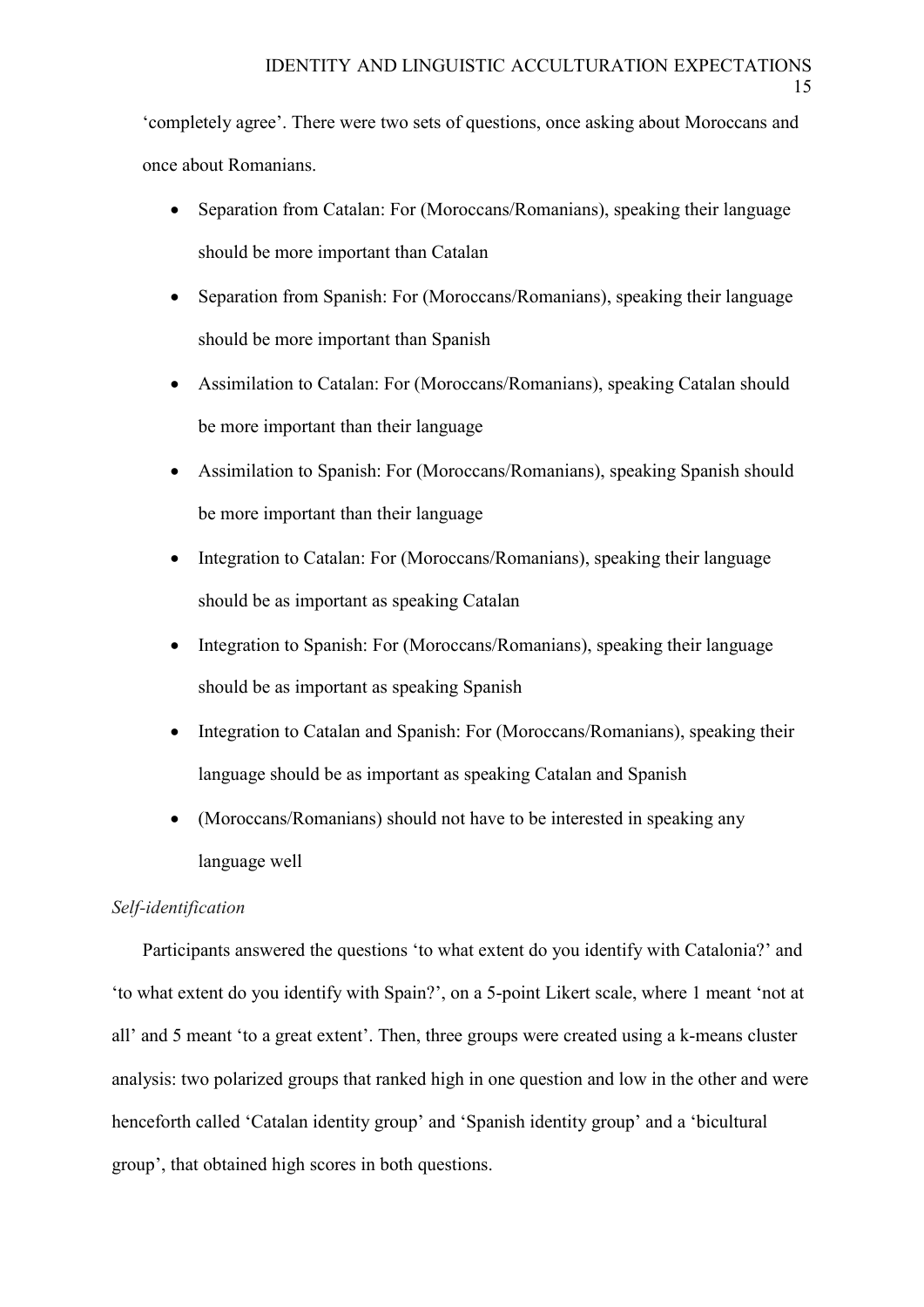'completely agree'. There were two sets of questions, once asking about Moroccans and once about Romanians.

- Separation from Catalan: For (Moroccans/Romanians), speaking their language should be more important than Catalan
- Separation from Spanish: For (Moroccans/Romanians), speaking their language should be more important than Spanish
- Assimilation to Catalan: For (Moroccans/Romanians), speaking Catalan should be more important than their language
- Assimilation to Spanish: For (Moroccans/Romanians), speaking Spanish should be more important than their language
- Integration to Catalan: For (Moroccans/Romanians), speaking their language should be as important as speaking Catalan
- Integration to Spanish: For (Moroccans/Romanians), speaking their language should be as important as speaking Spanish
- Integration to Catalan and Spanish: For (Moroccans/Romanians), speaking their language should be as important as speaking Catalan and Spanish
- (Moroccans/Romanians) should not have to be interested in speaking any language well

*Self-identification*

Participants answered the questions 'to what extent do you identify with Catalonia?' and 'to what extent do you identify with Spain?', on a 5-point Likert scale, where 1 meant 'not at all' and 5 meant 'to a great extent'. Then, three groups were created using a k-means cluster analysis: two polarized groups that ranked high in one question and low in the other and were henceforth called 'Catalan identity group' and 'Spanish identity group' and a 'bicultural group', that obtained high scores in both questions.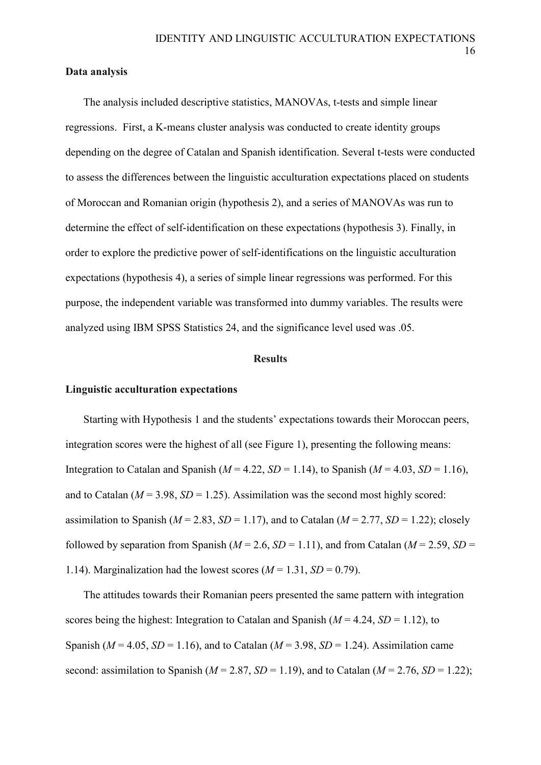### Data analysis

The analysis included descriptive statistics, MANOVAs, t-tests and simple linear regressions. First, a K-means cluster analysis was conducted to create identity groups depending on the degree of Catalan and Spanish identification. Several t-tests were conducted to assess the differences between the linguistic acculturation expectations placed on students of Moroccan and Romanian origin (hypothesis 2), and a series of MANOVAs was run to determine the effect of self-identification on these expectations (hypothesis 3). Finally, in order to explore the predictive power of self-identifications on the linguistic acculturation expectations (hypothesis 4), a series of simple linear regressions was performed. For this purpose, the independent variable was transformed into dummy variables. The results were analyzed using IBM SPSS Statistics 24, and the significance level used was .05.

## Results

### Linguistic acculturation expectations

Starting with Hypothesis 1 and the students' expectations towards their Moroccan peers, integration scores were the highest of all (see Figure 1), presenting the following means: Integration to Catalan and Spanish ($M$ = 4.22, $SD$ = 1.14), to Spanish ($M$ = 4.03, $SD$ = 1.16), and to Catalan ($M$ = 3.98, $SD$ = 1.25). Assimilation was the second most highly scored: assimilation to Spanish ($M$ = 2.83, $SD$ = 1.17), and to Catalan ($M$ = 2.77, $SD$ = 1.22); closely followed by separation from Spanish ($M$ = 2.6, $SD$ = 1.11), and from Catalan ($M$ = 2.59, $SD$ = 1.14). Marginalization had the lowest scores ($M$ = 1.31, $SD$ = 0.79).

The attitudes towards their Romanian peers presented the same pattern with integration scores being the highest: Integration to Catalan and Spanish ($M$ = 4.24, $SD$ = 1.12), to Spanish ($M$ = 4.05, $SD$ = 1.16), and to Catalan ($M$ = 3.98, $SD$ = 1.24). Assimilation came second: assimilation to Spanish ($M$ = 2.87, $SD$ = 1.19), and to Catalan ($M$ = 2.76, $SD$ = 1.22);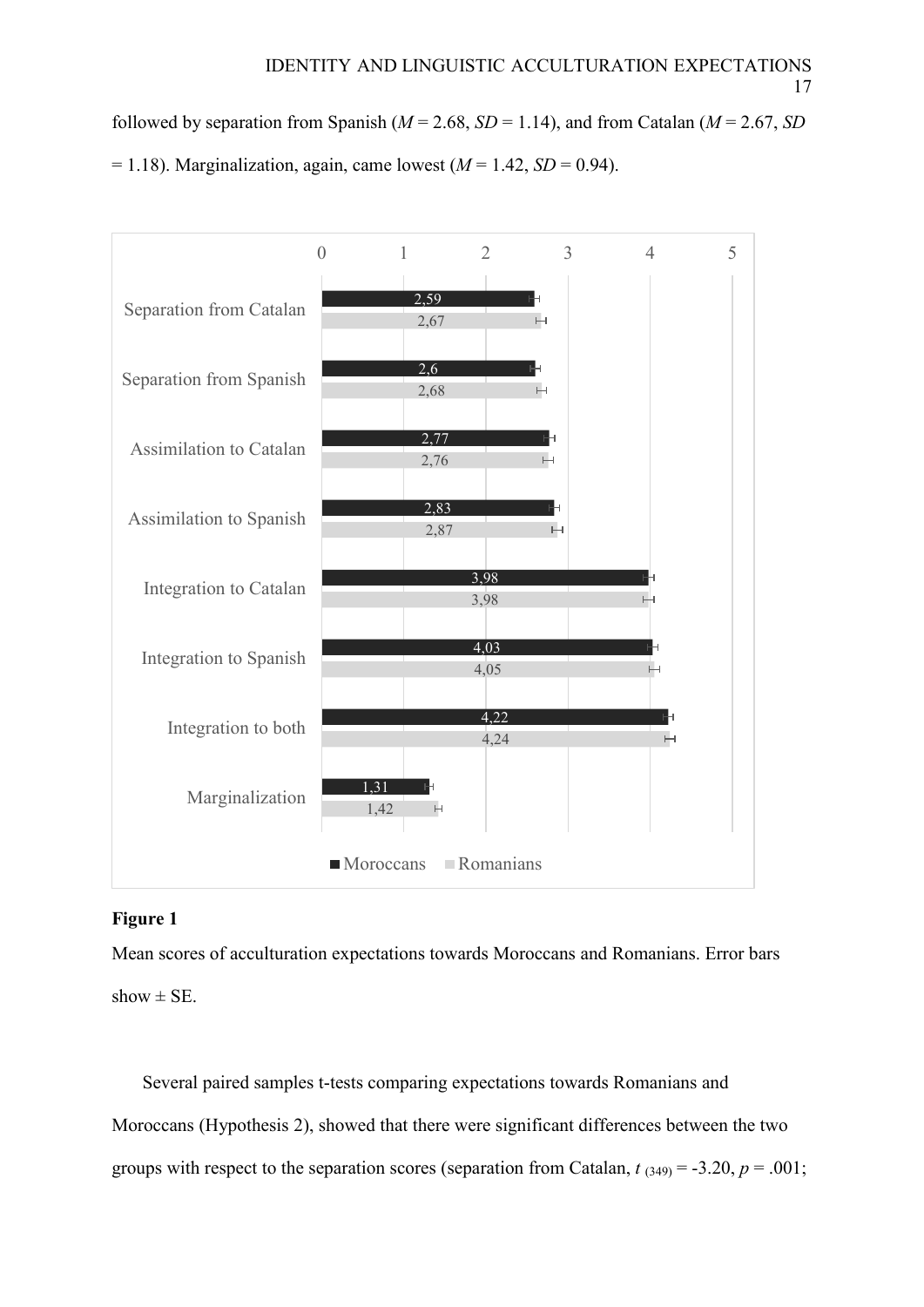followed by separation from Spanish (*M* = 2.68, *SD* = 1.14), and from Catalan (*M* = 2.67, *SD* = 1.18). Marginalization, again, came lowest (*M* = 1.42, *SD* = 0.94).

| | Moroccans | Romanians |
|---|---|---|
| Separation from Catalan | 2,59 | 2,67 |
| Separation from Spanish | 2,6 | 2,68 |
| Assimilation to Catalan | 2,77 | 2,76 |
| Assimilation to Spanish | 2,83 | 2,87 |
| Integration to Catalan | 3,98 | 3,98 |
| Integration to Spanish | 4,03 | 4,05 |
| Integration to both | 4,22 | 4,24 |
| Marginalization | 1,31 | 1,42 |

**Figure 1**

Mean scores of acculturation expectations towards Moroccans and Romanians. Error bars show ± SE.

Several paired samples t-tests comparing expectations towards Romanians and Moroccans (Hypothesis 2), showed that there were significant differences between the two groups with respect to the separation scores (separation from Catalan, $t_{(349)} = -3.20$, $p = .001$;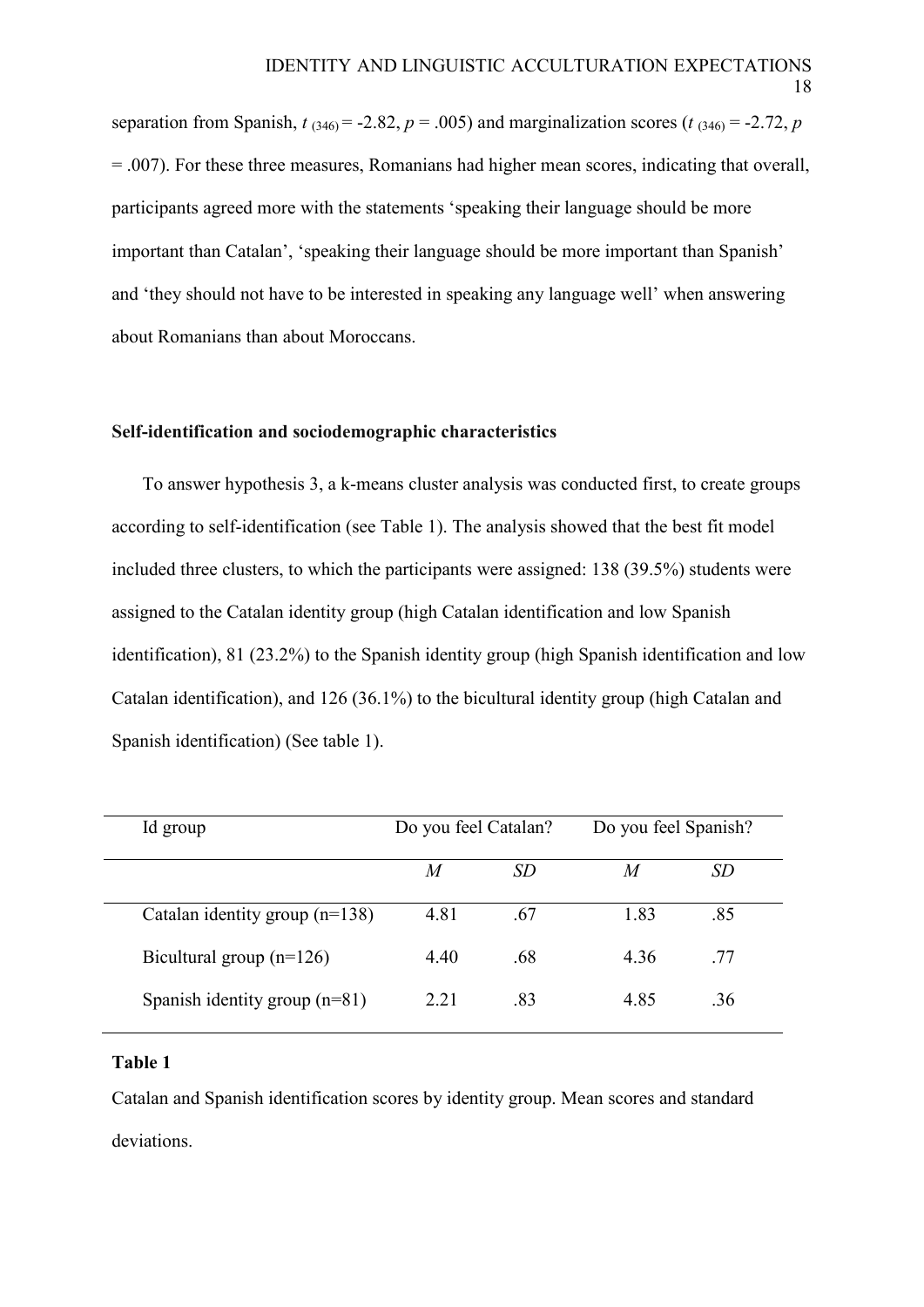separation from Spanish, $t_{(346)} = -2.82$, $p = .005$) and marginalization scores ($t_{(346)} = -2.72$, $p = .007$). For these three measures, Romanians had higher mean scores, indicating that overall, participants agreed more with the statements 'speaking their language should be more important than Catalan', 'speaking their language should be more important than Spanish' and 'they should not have to be interested in speaking any language well' when answering about Romanians than about Moroccans.

### Self-identification and sociodemographic characteristics

To answer hypothesis 3, a k-means cluster analysis was conducted first, to create groups according to self-identification (see Table 1). The analysis showed that the best fit model included three clusters, to which the participants were assigned: 138 (39.5%) students were assigned to the Catalan identity group (high Catalan identification and low Spanish identification), 81 (23.2%) to the Spanish identity group (high Spanish identification and low Catalan identification), and 126 (36.1%) to the bicultural identity group (high Catalan and Spanish identification) (See table 1).

| Id group | Do you feel Catalan? | | Do you feel Spanish? | |
|---|---|---|---|---|
| | *M* | *SD* | *M* | *SD* |
| Catalan identity group (n=138) | 4.81 | .67 | 1.83 | .85 |
| Bicultural group (n=126) | 4.40 | .68 | 4.36 | .77 |
| Spanish identity group (n=81) | 2.21 | .83 | 4.85 | .36 |

**Table 1**

Catalan and Spanish identification scores by identity group. Mean scores and standard deviations.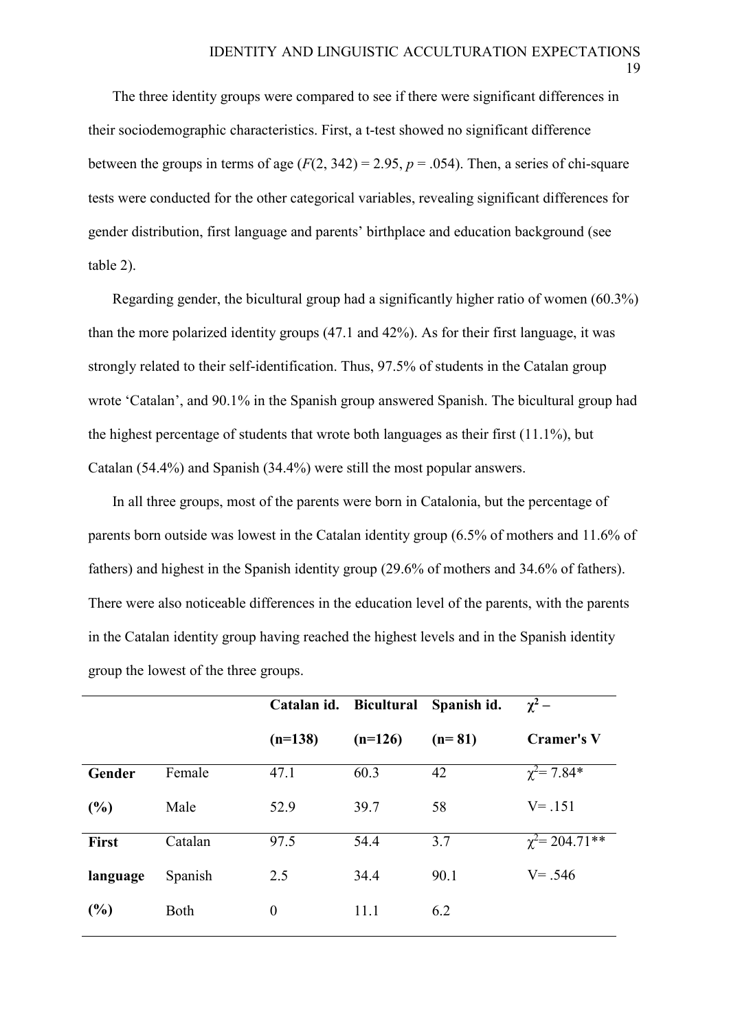The three identity groups were compared to see if there were significant differences in their sociodemographic characteristics. First, a t-test showed no significant difference between the groups in terms of age ($F(2, 342) = 2.95$, $p = .054$). Then, a series of chi-square tests were conducted for the other categorical variables, revealing significant differences for gender distribution, first language and parents' birthplace and education background (see table 2).

Regarding gender, the bicultural group had a significantly higher ratio of women (60.3%) than the more polarized identity groups (47.1 and 42%). As for their first language, it was strongly related to their self-identification. Thus, 97.5% of students in the Catalan group wrote 'Catalan', and 90.1% in the Spanish group answered Spanish. The bicultural group had the highest percentage of students that wrote both languages as their first (11.1%), but Catalan (54.4%) and Spanish (34.4%) were still the most popular answers.

In all three groups, most of the parents were born in Catalonia, but the percentage of parents born outside was lowest in the Catalan identity group (6.5% of mothers and 11.6% of fathers) and highest in the Spanish identity group (29.6% of mothers and 34.6% of fathers). There were also noticeable differences in the education level of the parents, with the parents in the Catalan identity group having reached the highest levels and in the Spanish identity group the lowest of the three groups.

| | | **Catalan id. (n=138)** | **Bicultural (n=126)** | **Spanish id. (n= 81)** | **$\chi^2$ – Cramer's V** |
|---|---|---|---|---|---|
| **Gender (%)** | Female | 47.1 | 60.3 | 42 | $\chi^2 = 7.84$* |
| | Male | 52.9 | 39.7 | 58 | V= .151 |
| **First language (%)** | Catalan | 97.5 | 54.4 | 3.7 | $\chi^2 = 204.71$** |
| | Spanish | 2.5 | 34.4 | 90.1 | V= .546 |
| | Both | 0 | 11.1 | 6.2 | |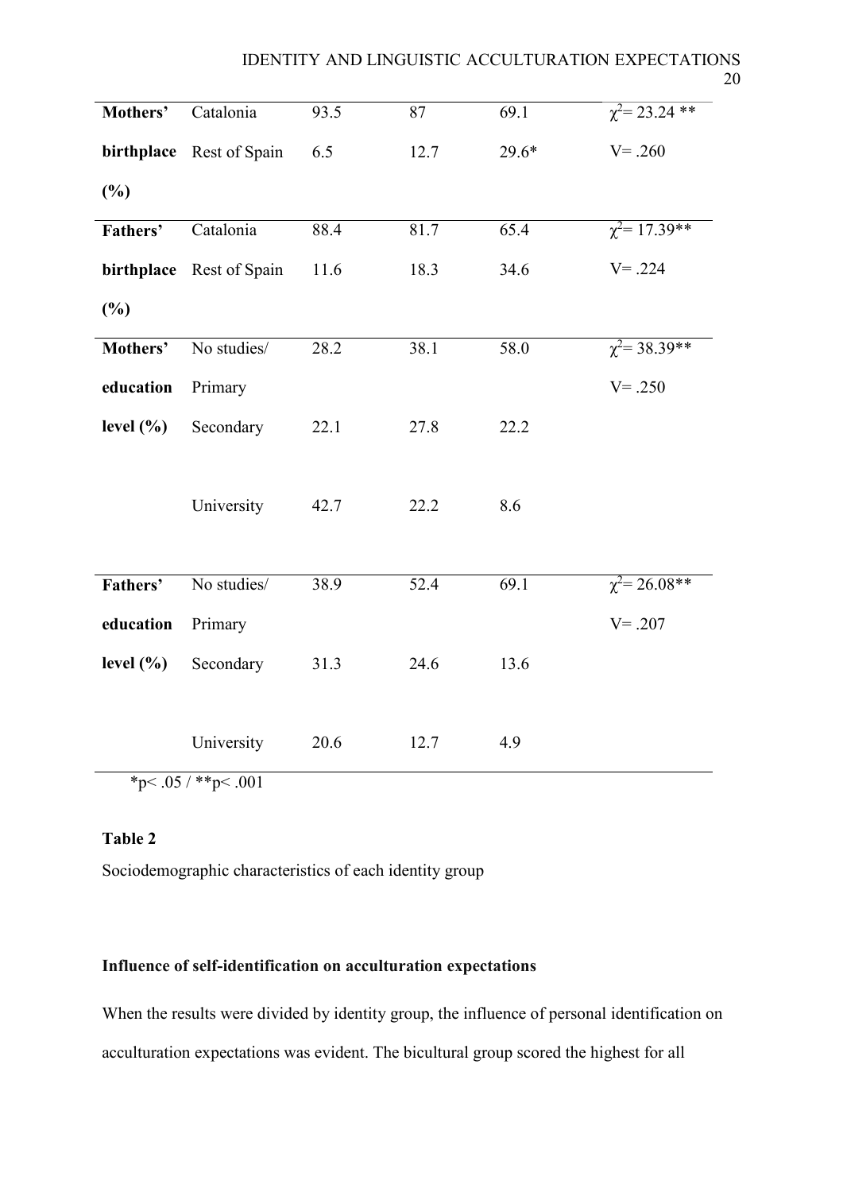| | | | | | |
|---|---|---|---|---|---|
| **Mothers' birthplace (%)** | Catalonia | 93.5 | 87 | 69.1 | $\chi^2 = 23.24$ ** |
| | Rest of Spain | 6.5 | 12.7 | 29.6* | V= .260 |
| **Fathers' birthplace (%)** | Catalonia | 88.4 | 81.7 | 65.4 | $\chi^2 = 17.39$** |
| | Rest of Spain | 11.6 | 18.3 | 34.6 | V= .224 |
| **Mothers' education level (%)** | No studies/ Primary | 28.2 | 38.1 | 58.0 | $\chi^2 = 38.39$** V= .250 |
| | Secondary | 22.1 | 27.8 | 22.2 | |
| | University | 42.7 | 22.2 | 8.6 | |
| **Fathers' education level (%)** | No studies/ Primary | 38.9 | 52.4 | 69.1 | $\chi^2 = 26.08$** V= .207 |
| | Secondary | 31.3 | 24.6 | 13.6 | |
| | University | 20.6 | 12.7 | 4.9 | |

*p< .05 / **p< .001

**Table 2**

Sociodemographic characteristics of each identity group

**Influence of self-identification on acculturation expectations**

When the results were divided by identity group, the influence of personal identification on acculturation expectations was evident. The bicultural group scored the highest for all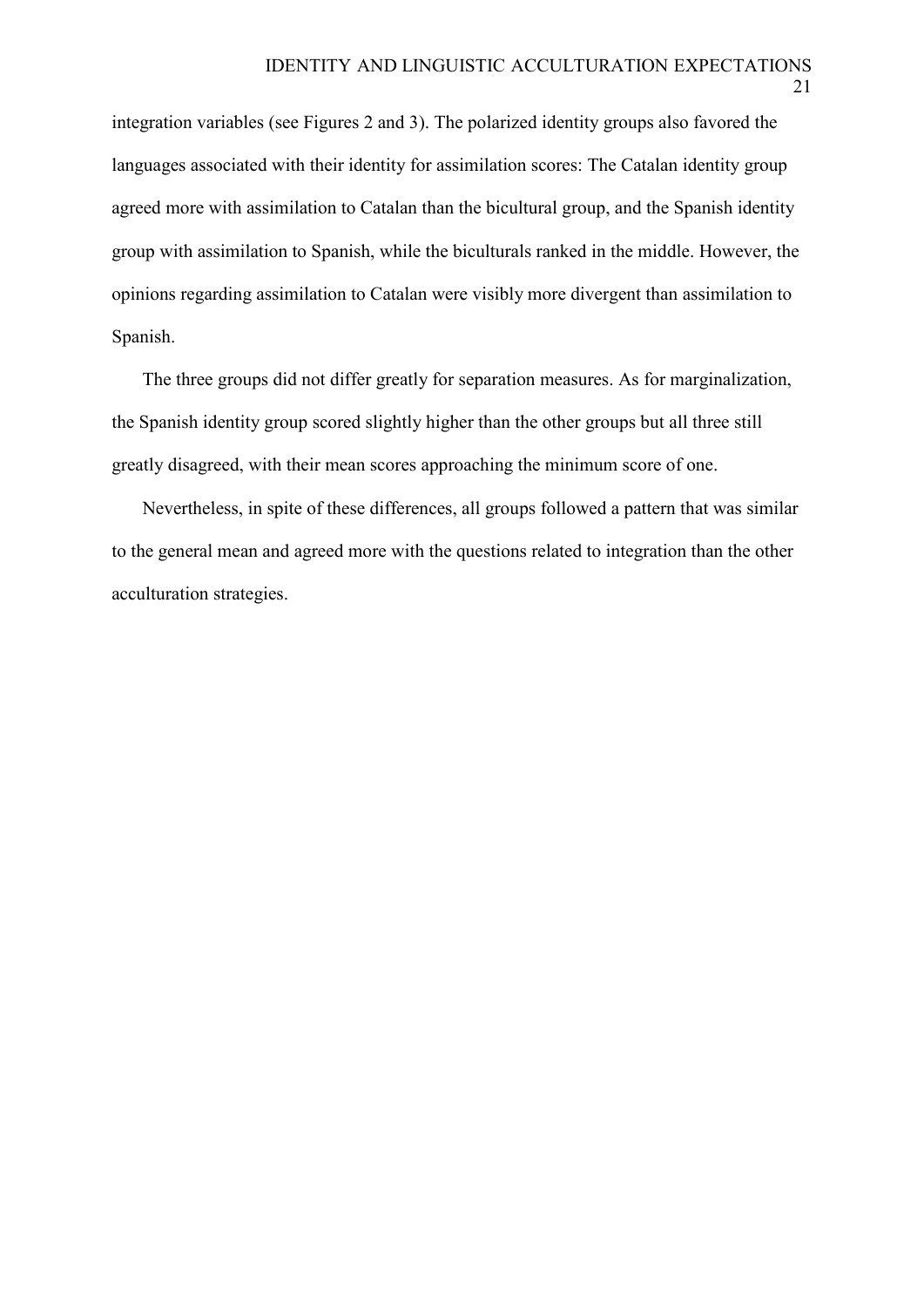integration variables (see Figures 2 and 3). The polarized identity groups also favored the languages associated with their identity for assimilation scores: The Catalan identity group agreed more with assimilation to Catalan than the bicultural group, and the Spanish identity group with assimilation to Spanish, while the biculturals ranked in the middle. However, the opinions regarding assimilation to Catalan were visibly more divergent than assimilation to Spanish.

The three groups did not differ greatly for separation measures. As for marginalization, the Spanish identity group scored slightly higher than the other groups but all three still greatly disagreed, with their mean scores approaching the minimum score of one.

Nevertheless, in spite of these differences, all groups followed a pattern that was similar to the general mean and agreed more with the questions related to integration than the other acculturation strategies.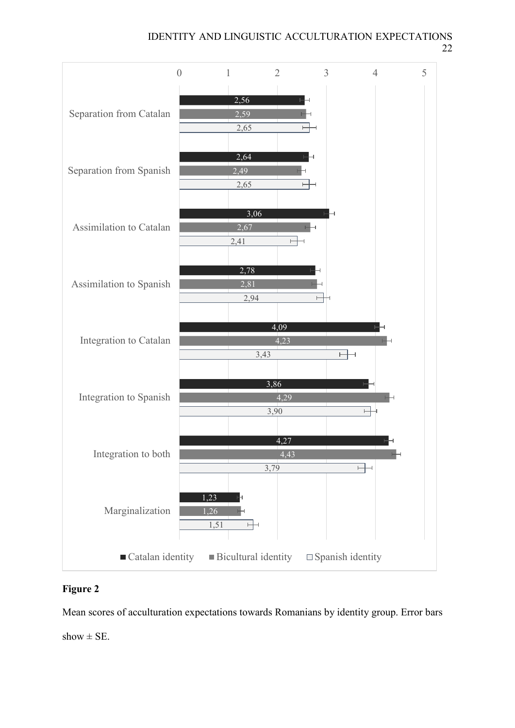| | Catalan identity | Bicultural identity | Spanish identity |
|---|---|---|---|
| Separation from Catalan | 2,56 | 2,59 | 2,65 |
| Separation from Spanish | 2,64 | 2,49 | 2,65 |
| Assimilation to Catalan | 3,06 | 2,67 | 2,41 |
| Assimilation to Spanish | 2,78 | 2,81 | 2,94 |
| Integration to Catalan | 4,09 | 4,23 | 3,43 |
| Integration to Spanish | 3,86 | 4,29 | 3,90 |
| Integration to both | 4,27 | 4,43 | 3,79 |
| Marginalization | 1,23 | 1,26 | 1,51 |

**Figure 2**

Mean scores of acculturation expectations towards Romanians by identity group. Error bars show ± SE.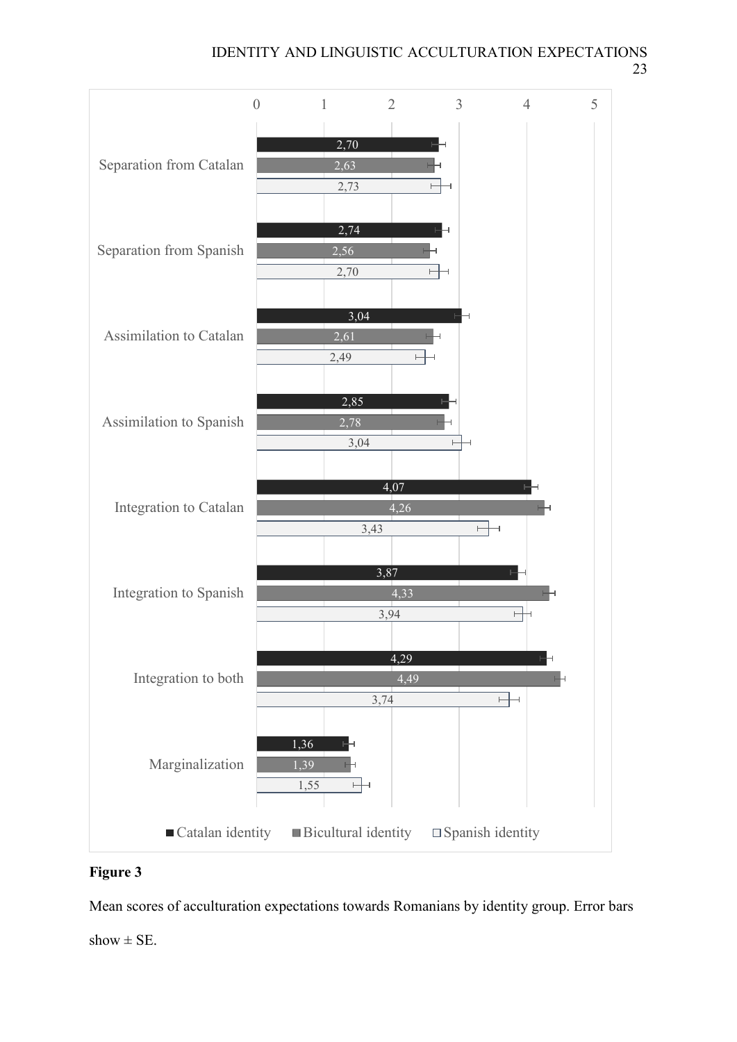| | Catalan identity | Bicultural identity | Spanish identity |
|---|---|---|---|
| Separation from Catalan | 2,70 | 2,63 | 2,73 |
| Separation from Spanish | 2,74 | 2,56 | 2,70 |
| Assimilation to Catalan | 3,04 | 2,61 | 2,49 |
| Assimilation to Spanish | 2,85 | 2,78 | 3,04 |
| Integration to Catalan | 4,07 | 4,26 | 3,43 |
| Integration to Spanish | 3,87 | 4,33 | 3,94 |
| Integration to both | 4,29 | 4,49 | 3,74 |
| Marginalization | 1,36 | 1,39 | 1,55 |

**Figure 3**

Mean scores of acculturation expectations towards Romanians by identity group. Error bars show ± SE.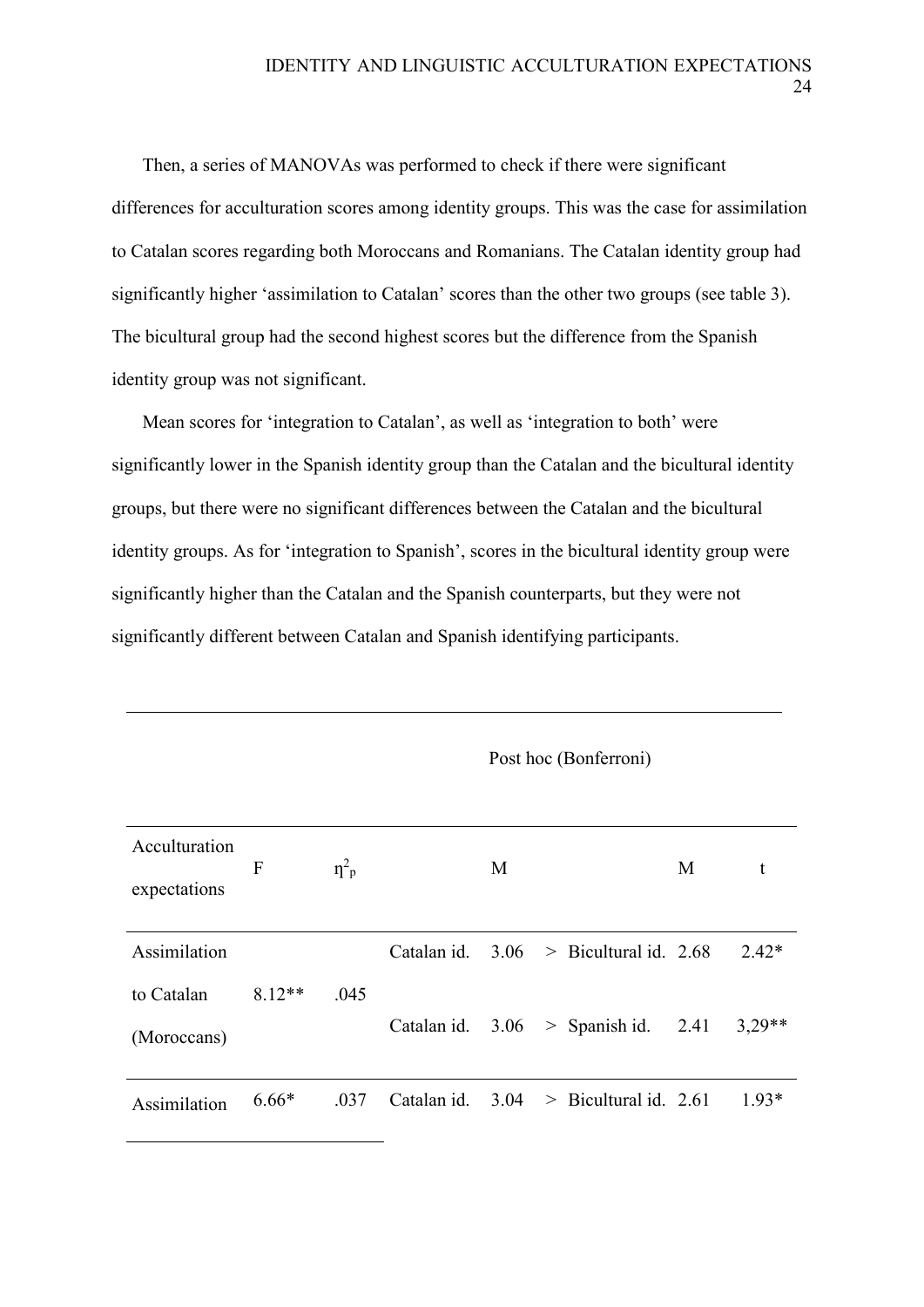Then, a series of MANOVAs was performed to check if there were significant differences for acculturation scores among identity groups. This was the case for assimilation to Catalan scores regarding both Moroccans and Romanians. The Catalan identity group had significantly higher 'assimilation to Catalan' scores than the other two groups (see table 3). The bicultural group had the second highest scores but the difference from the Spanish identity group was not significant.

Mean scores for 'integration to Catalan', as well as 'integration to both' were significantly lower in the Spanish identity group than the Catalan and the bicultural identity groups, but there were no significant differences between the Catalan and the bicultural identity groups. As for 'integration to Spanish', scores in the bicultural identity group were significantly higher than the Catalan and the Spanish counterparts, but they were not significantly different between Catalan and Spanish identifying participants.

| | | | Post hoc (Bonferroni) | | | | | |
|---|---|---|---|---|---|---|---|---|
| Acculturation expectations | F | $\eta^2_p$ | | M | | | M | t |
| Assimilation to Catalan (Moroccans) | 8.12** | .045 | Catalan id. | 3.06 | > | Bicultural id. | 2.68 | 2.42* |
| | | | Catalan id. | 3.06 | > | Spanish id. | 2.41 | 3,29** |
| Assimilation | 6.66* | .037 | Catalan id. | 3.04 | > | Bicultural id. | 2.61 | 1.93* |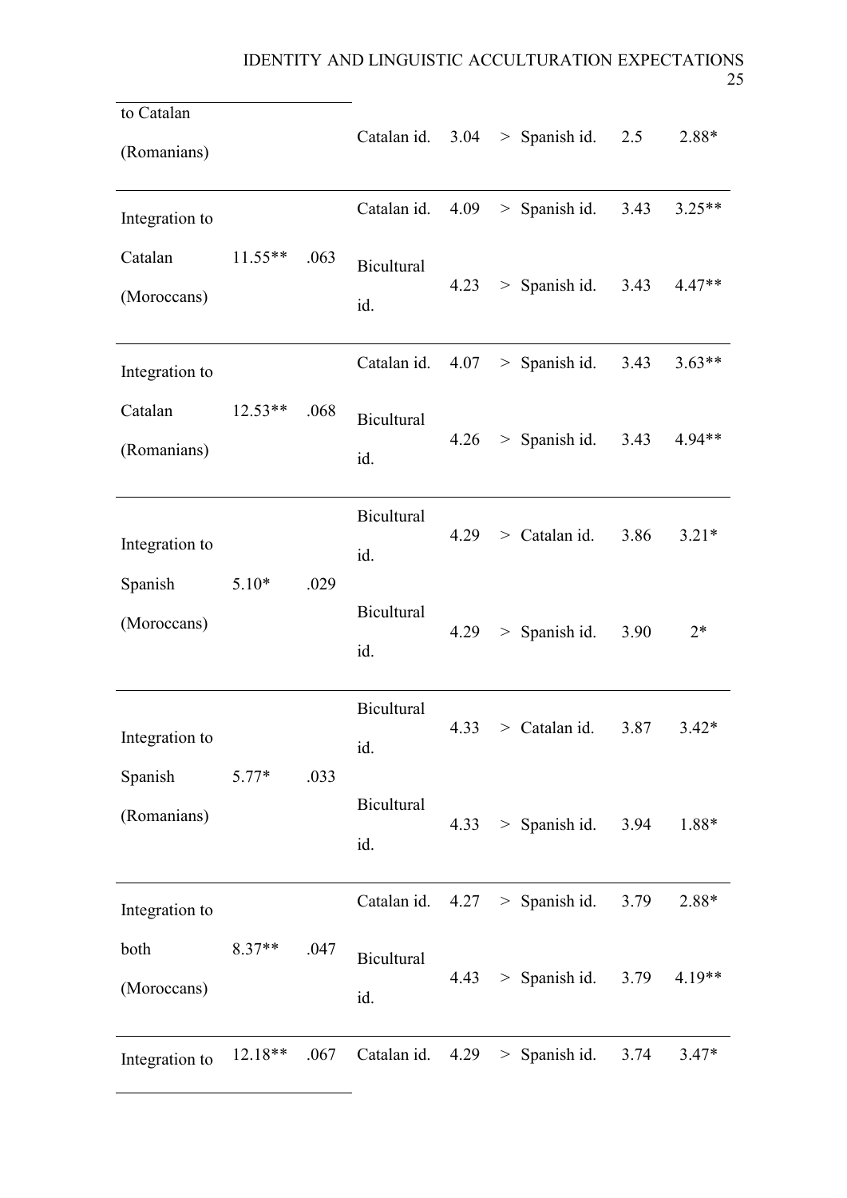| | | | | | | | | |
|---|---|---|---|---|---|---|---|---|
| to Catalan (Romanians) | | | Catalan id. | 3.04 | > | Spanish id. | 2.5 | 2.88* |
| Integration to Catalan (Moroccans) | 11.55** | .063 | Catalan id. | 4.09 | > | Spanish id. | 3.43 | 3.25** |
| | | | Bicultural id. | 4.23 | > | Spanish id. | 3.43 | 4.47** |
| Integration to Catalan (Romanians) | 12.53** | .068 | Catalan id. | 4.07 | > | Spanish id. | 3.43 | 3.63** |
| | | | Bicultural id. | 4.26 | > | Spanish id. | 3.43 | 4.94** |
| Integration to Spanish (Moroccans) | 5.10* | .029 | Bicultural id. | 4.29 | > | Catalan id. | 3.86 | 3.21* |
| | | | Bicultural id. | 4.29 | > | Spanish id. | 3.90 | 2* |
| Integration to Spanish (Romanians) | 5.77* | .033 | Bicultural id. | 4.33 | > | Catalan id. | 3.87 | 3.42* |
| | | | Bicultural id. | 4.33 | > | Spanish id. | 3.94 | 1.88* |
| Integration to both (Moroccans) | 8.37** | .047 | Catalan id. | 4.27 | > | Spanish id. | 3.79 | 2.88* |
| | | | Bicultural id. | 4.43 | > | Spanish id. | 3.79 | 4.19** |
| Integration to | 12.18** | .067 | Catalan id. | 4.29 | > | Spanish id. | 3.74 | 3.47* |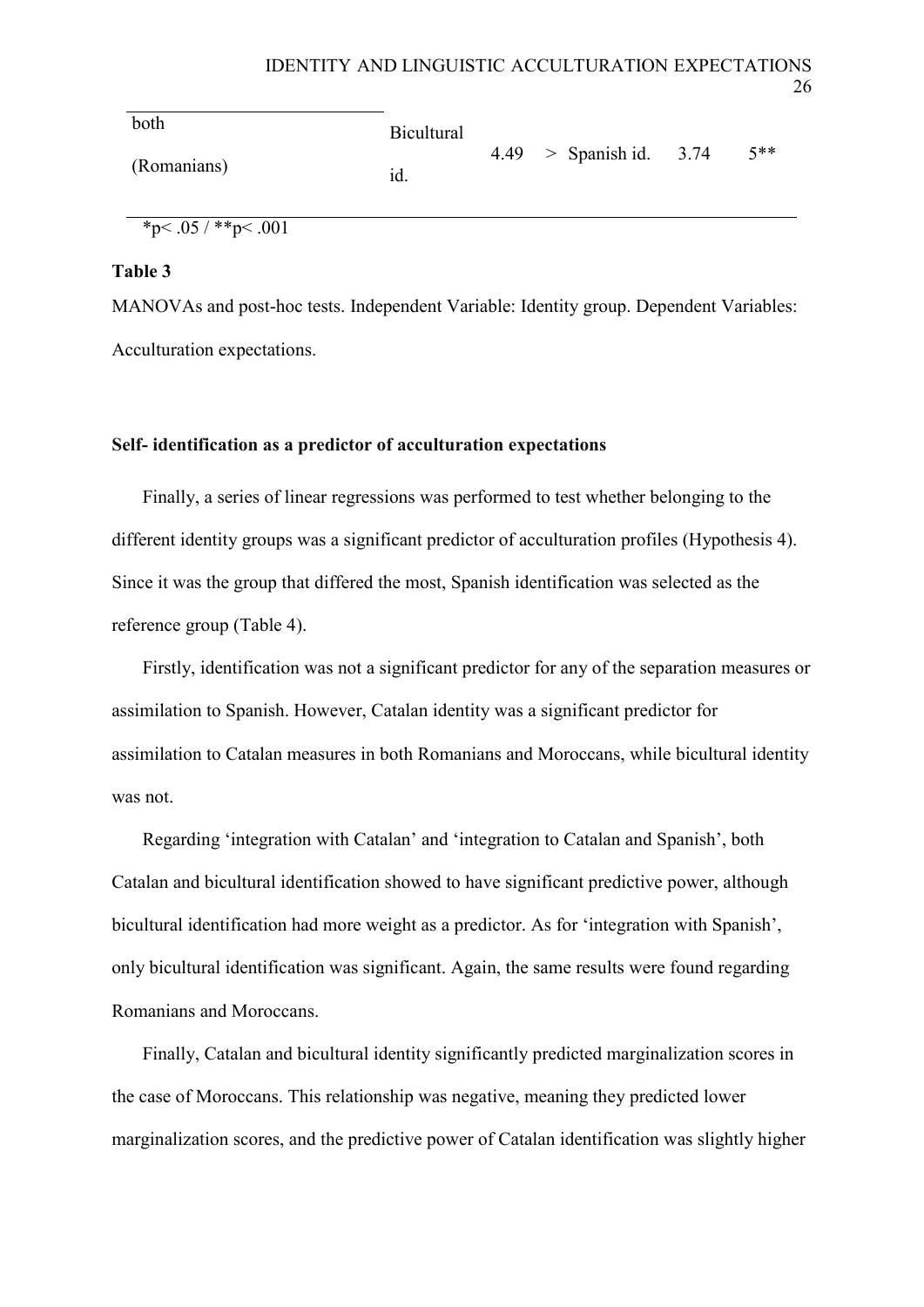| | | | | | | |
|---|---|---|---|---|---|---|
| both (Romanians) | Bicultural id. | 4.49 | > | Spanish id. | 3.74 | 5** |

*p< .05 / **p< .001

**Table 3**

MANOVAs and post-hoc tests. Independent Variable: Identity group. Dependent Variables: Acculturation expectations.

**Self- identification as a predictor of acculturation expectations**

Finally, a series of linear regressions was performed to test whether belonging to the different identity groups was a significant predictor of acculturation profiles (Hypothesis 4). Since it was the group that differed the most, Spanish identification was selected as the reference group (Table 4).

Firstly, identification was not a significant predictor for any of the separation measures or assimilation to Spanish. However, Catalan identity was a significant predictor for assimilation to Catalan measures in both Romanians and Moroccans, while bicultural identity was not.

Regarding 'integration with Catalan' and 'integration to Catalan and Spanish', both Catalan and bicultural identification showed to have significant predictive power, although bicultural identification had more weight as a predictor. As for 'integration with Spanish', only bicultural identification was significant. Again, the same results were found regarding Romanians and Moroccans.

Finally, Catalan and bicultural identity significantly predicted marginalization scores in the case of Moroccans. This relationship was negative, meaning they predicted lower marginalization scores, and the predictive power of Catalan identification was slightly higher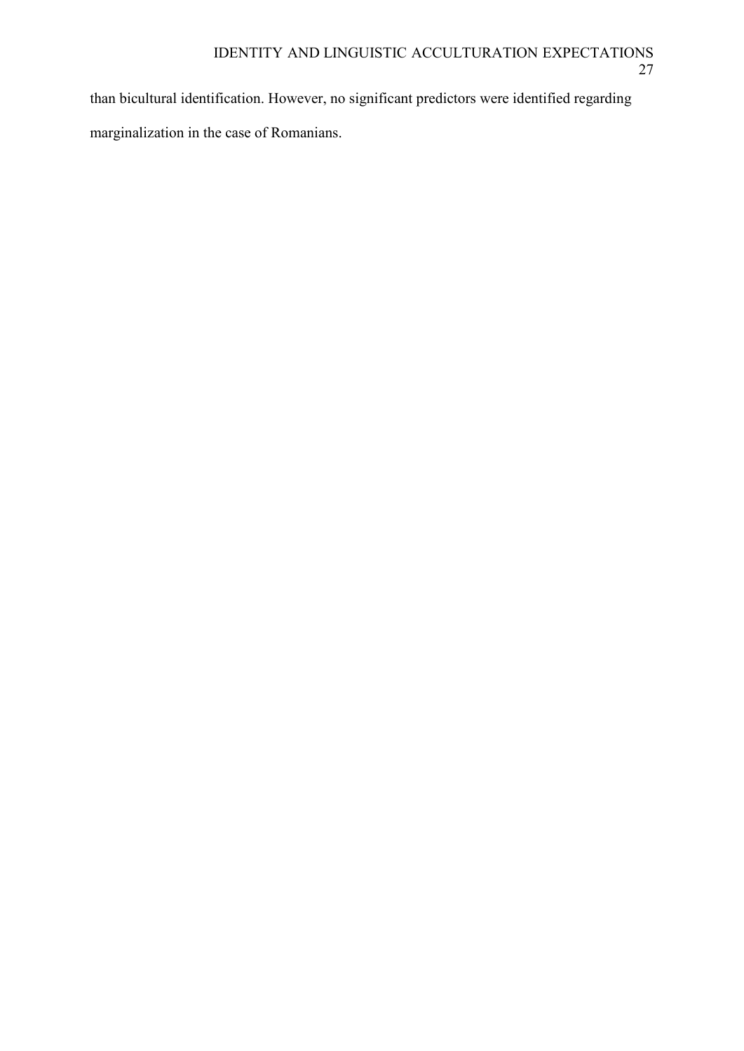than bicultural identification. However, no significant predictors were identified regarding marginalization in the case of Romanians.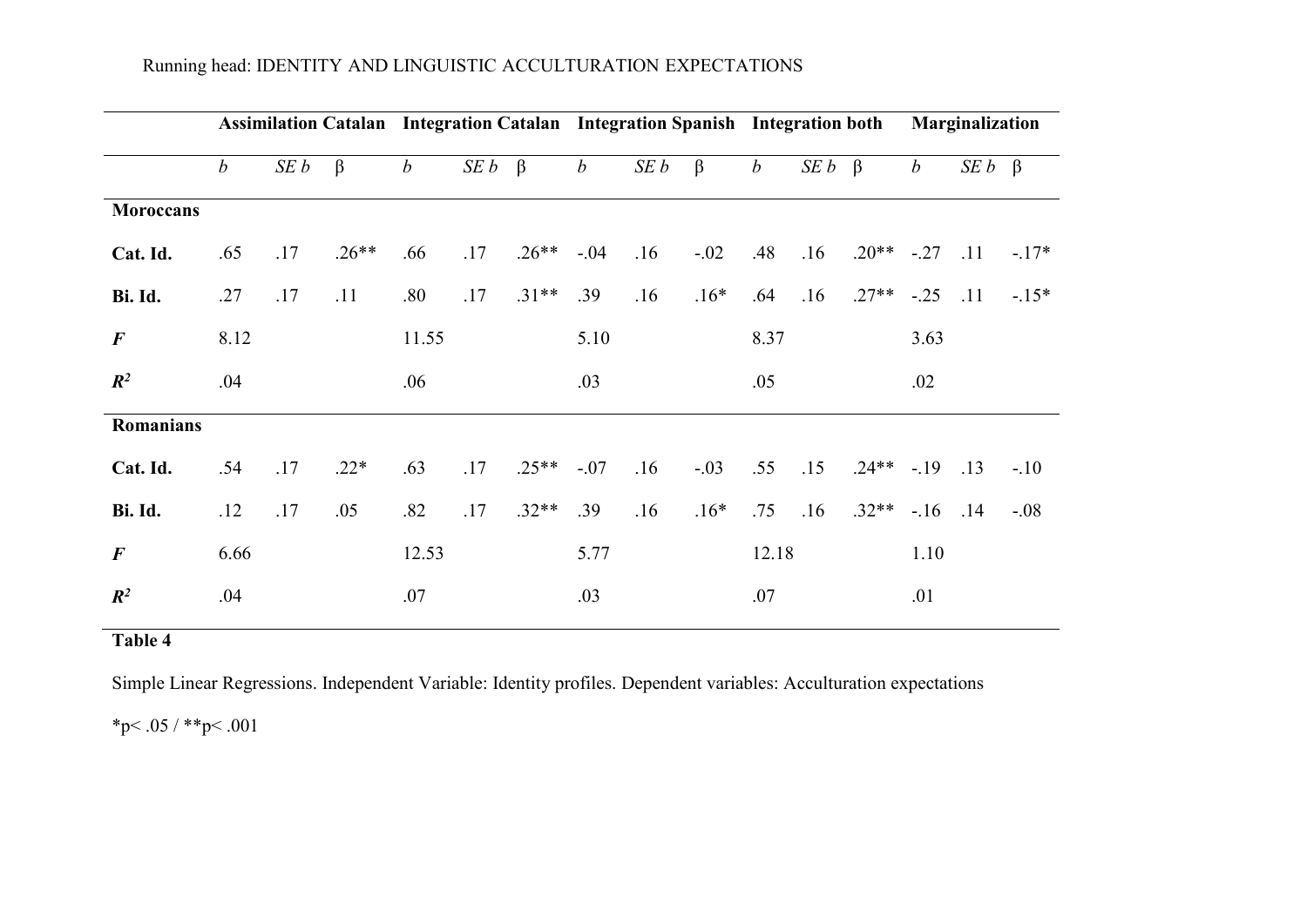| | Assimilation Catalan | | | Integration Catalan | | | Integration Spanish | | | Integration both | | | Marginalization | | |
|---|---|---|---|---|---|---|---|---|---|---|---|---|---|---|---|
| | *b* | *SE b* | β | *b* | *SE b* | β | *b* | *SE b* | β | *b* | *SE b* | β | *b* | *SE b* | β |
| **Moroccans** | | | | | | | | | | | | | | | |
| **Cat. Id.** | .65 | .17 | .26** | .66 | .17 | .26** | -.04 | .16 | -.02 | .48 | .16 | .20** | -.27 | .11 | -.17* |
| **Bi. Id.** | .27 | .17 | .11 | .80 | .17 | .31** | .39 | .16 | .16* | .64 | .16 | .27** | -.25 | .11 | -.15* |
| ***F*** | 8.12 | | | 11.55 | | | 5.10 | | | 8.37 | | | 3.63 | | |
| **$R^2$** | .04 | | | .06 | | | .03 | | | .05 | | | .02 | | |
| **Romanians** | | | | | | | | | | | | | | | |
| **Cat. Id.** | .54 | .17 | .22* | .63 | .17 | .25** | -.07 | .16 | -.03 | .55 | .15 | .24** | -.19 | .13 | -.10 |
| **Bi. Id.** | .12 | .17 | .05 | .82 | .17 | .32** | .39 | .16 | .16* | .75 | .16 | .32** | -.16 | .14 | -.08 |
| ***F*** | 6.66 | | | 12.53 | | | 5.77 | | | 12.18 | | | 1.10 | | |
| **$R^2$** | .04 | | | .07 | | | .03 | | | .07 | | | .01 | | |

**Table 4**

Simple Linear Regressions. Independent Variable: Identity profiles. Dependent variables: Acculturation expectations

*p< .05 / **p< .001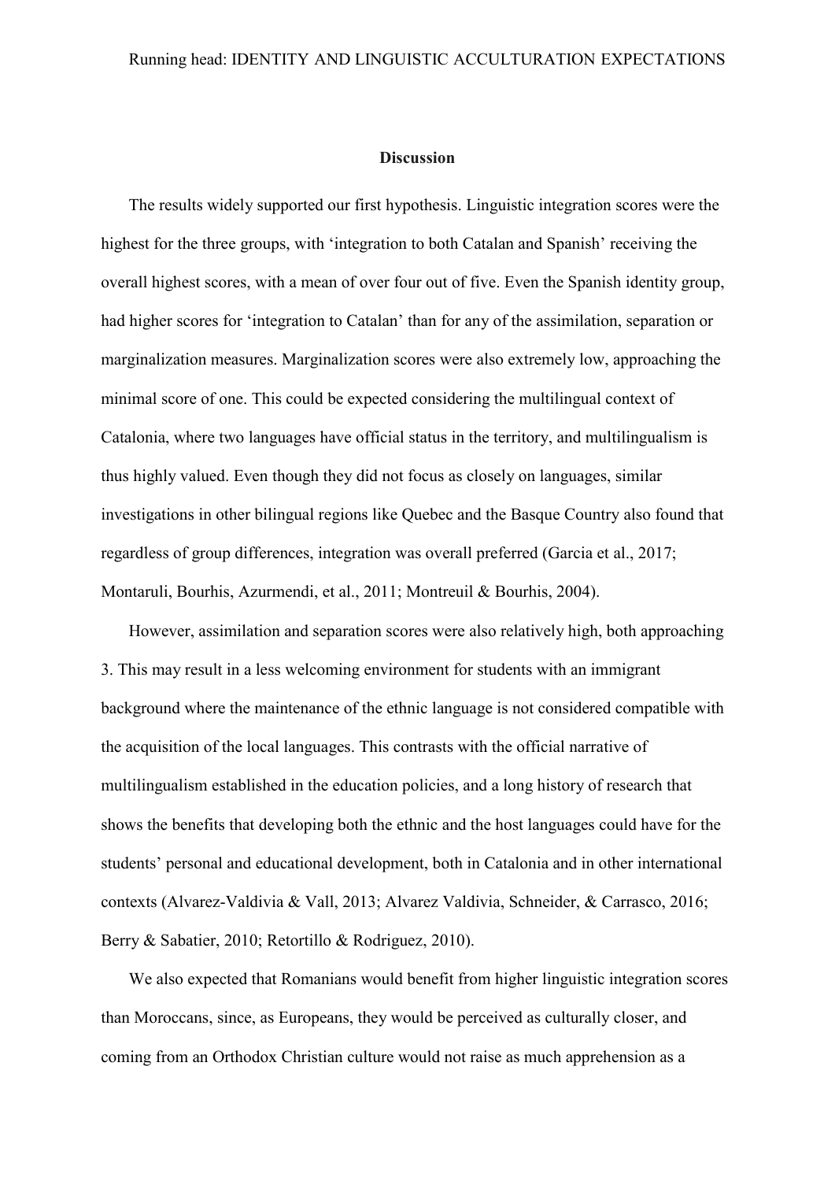## Discussion

The results widely supported our first hypothesis. Linguistic integration scores were the highest for the three groups, with 'integration to both Catalan and Spanish' receiving the overall highest scores, with a mean of over four out of five. Even the Spanish identity group, had higher scores for 'integration to Catalan' than for any of the assimilation, separation or marginalization measures. Marginalization scores were also extremely low, approaching the minimal score of one. This could be expected considering the multilingual context of Catalonia, where two languages have official status in the territory, and multilingualism is thus highly valued. Even though they did not focus as closely on languages, similar investigations in other bilingual regions like Quebec and the Basque Country also found that regardless of group differences, integration was overall preferred (Garcia et al., 2017; Montaruli, Bourhis, Azurmendi, et al., 2011; Montreuil & Bourhis, 2004).

However, assimilation and separation scores were also relatively high, both approaching 3. This may result in a less welcoming environment for students with an immigrant background where the maintenance of the ethnic language is not considered compatible with the acquisition of the local languages. This contrasts with the official narrative of multilingualism established in the education policies, and a long history of research that shows the benefits that developing both the ethnic and the host languages could have for the students' personal and educational development, both in Catalonia and in other international contexts (Alvarez-Valdivia & Vall, 2013; Alvarez Valdivia, Schneider, & Carrasco, 2016; Berry & Sabatier, 2010; Retortillo & Rodriguez, 2010).

We also expected that Romanians would benefit from higher linguistic integration scores than Moroccans, since, as Europeans, they would be perceived as culturally closer, and coming from an Orthodox Christian culture would not raise as much apprehension as a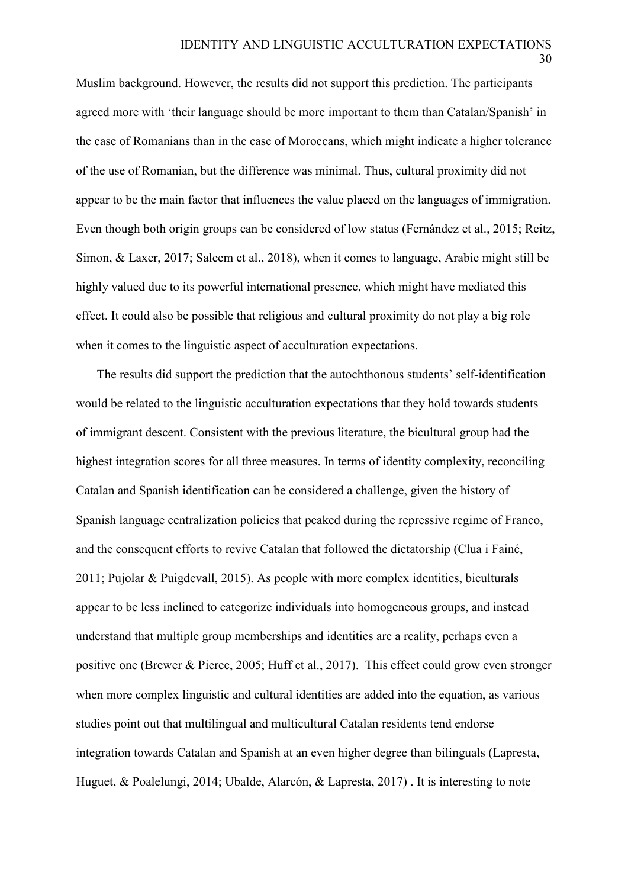Muslim background. However, the results did not support this prediction. The participants agreed more with 'their language should be more important to them than Catalan/Spanish' in the case of Romanians than in the case of Moroccans, which might indicate a higher tolerance of the use of Romanian, but the difference was minimal. Thus, cultural proximity did not appear to be the main factor that influences the value placed on the languages of immigration. Even though both origin groups can be considered of low status (Fernández et al., 2015; Reitz, Simon, & Laxer, 2017; Saleem et al., 2018), when it comes to language, Arabic might still be highly valued due to its powerful international presence, which might have mediated this effect. It could also be possible that religious and cultural proximity do not play a big role when it comes to the linguistic aspect of acculturation expectations.

The results did support the prediction that the autochthonous students' self-identification would be related to the linguistic acculturation expectations that they hold towards students of immigrant descent. Consistent with the previous literature, the bicultural group had the highest integration scores for all three measures. In terms of identity complexity, reconciling Catalan and Spanish identification can be considered a challenge, given the history of Spanish language centralization policies that peaked during the repressive regime of Franco, and the consequent efforts to revive Catalan that followed the dictatorship (Clua i Fainé, 2011; Pujolar & Puigdevall, 2015). As people with more complex identities, biculturals appear to be less inclined to categorize individuals into homogeneous groups, and instead understand that multiple group memberships and identities are a reality, perhaps even a positive one (Brewer & Pierce, 2005; Huff et al., 2017). This effect could grow even stronger when more complex linguistic and cultural identities are added into the equation, as various studies point out that multilingual and multicultural Catalan residents tend endorse integration towards Catalan and Spanish at an even higher degree than bilinguals (Lapresta, Huguet, & Poalelungi, 2014; Ubalde, Alarcón, & Lapresta, 2017) . It is interesting to note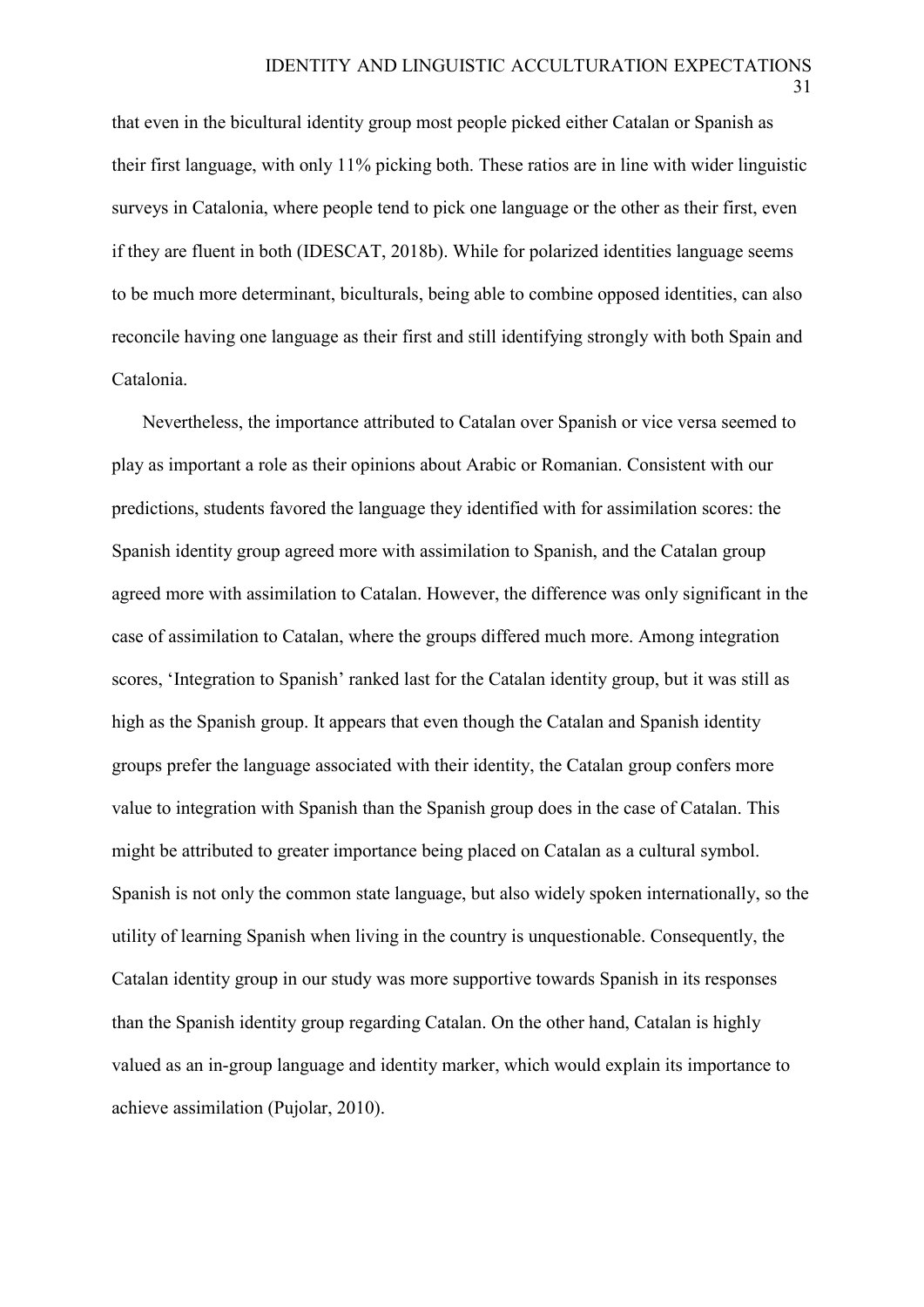that even in the bicultural identity group most people picked either Catalan or Spanish as their first language, with only 11% picking both. These ratios are in line with wider linguistic surveys in Catalonia, where people tend to pick one language or the other as their first, even if they are fluent in both (IDESCAT, 2018b). While for polarized identities language seems to be much more determinant, biculturals, being able to combine opposed identities, can also reconcile having one language as their first and still identifying strongly with both Spain and Catalonia.

Nevertheless, the importance attributed to Catalan over Spanish or vice versa seemed to play as important a role as their opinions about Arabic or Romanian. Consistent with our predictions, students favored the language they identified with for assimilation scores: the Spanish identity group agreed more with assimilation to Spanish, and the Catalan group agreed more with assimilation to Catalan. However, the difference was only significant in the case of assimilation to Catalan, where the groups differed much more. Among integration scores, 'Integration to Spanish' ranked last for the Catalan identity group, but it was still as high as the Spanish group. It appears that even though the Catalan and Spanish identity groups prefer the language associated with their identity, the Catalan group confers more value to integration with Spanish than the Spanish group does in the case of Catalan. This might be attributed to greater importance being placed on Catalan as a cultural symbol. Spanish is not only the common state language, but also widely spoken internationally, so the utility of learning Spanish when living in the country is unquestionable. Consequently, the Catalan identity group in our study was more supportive towards Spanish in its responses than the Spanish identity group regarding Catalan. On the other hand, Catalan is highly valued as an in-group language and identity marker, which would explain its importance to achieve assimilation (Pujolar, 2010).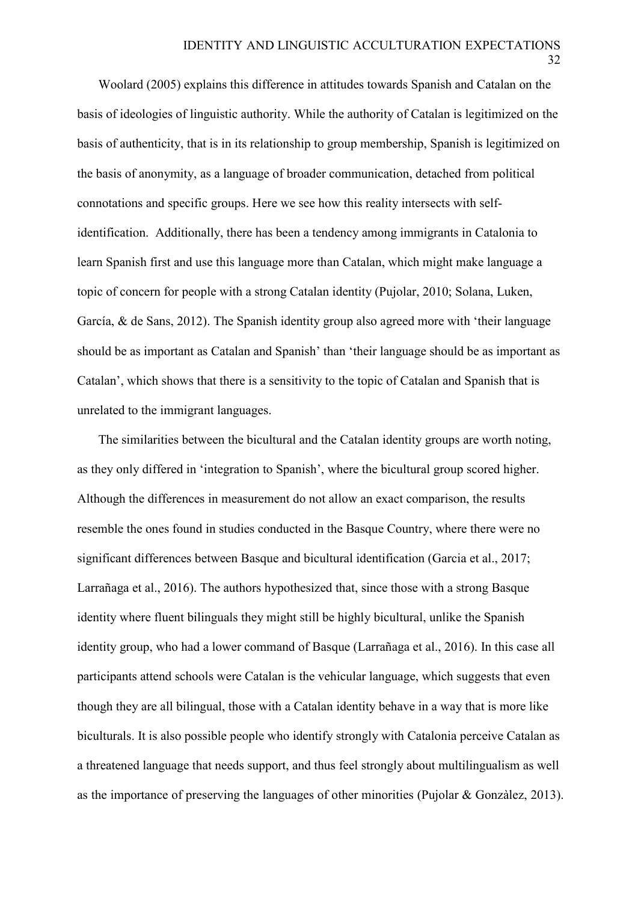Woolard (2005) explains this difference in attitudes towards Spanish and Catalan on the basis of ideologies of linguistic authority. While the authority of Catalan is legitimized on the basis of authenticity, that is in its relationship to group membership, Spanish is legitimized on the basis of anonymity, as a language of broader communication, detached from political connotations and specific groups. Here we see how this reality intersects with self-identification.  Additionally, there has been a tendency among immigrants in Catalonia to learn Spanish first and use this language more than Catalan, which might make language a topic of concern for people with a strong Catalan identity (Pujolar, 2010; Solana, Luken, García, & de Sans, 2012). The Spanish identity group also agreed more with 'their language should be as important as Catalan and Spanish' than 'their language should be as important as Catalan', which shows that there is a sensitivity to the topic of Catalan and Spanish that is unrelated to the immigrant languages.

The similarities between the bicultural and the Catalan identity groups are worth noting, as they only differed in 'integration to Spanish', where the bicultural group scored higher. Although the differences in measurement do not allow an exact comparison, the results resemble the ones found in studies conducted in the Basque Country, where there were no significant differences between Basque and bicultural identification (Garcia et al., 2017; Larrañaga et al., 2016). The authors hypothesized that, since those with a strong Basque identity where fluent bilinguals they might still be highly bicultural, unlike the Spanish identity group, who had a lower command of Basque (Larrañaga et al., 2016). In this case all participants attend schools were Catalan is the vehicular language, which suggests that even though they are all bilingual, those with a Catalan identity behave in a way that is more like biculturals. It is also possible people who identify strongly with Catalonia perceive Catalan as a threatened language that needs support, and thus feel strongly about multilingualism as well as the importance of preserving the languages of other minorities (Pujolar & Gonzàlez, 2013).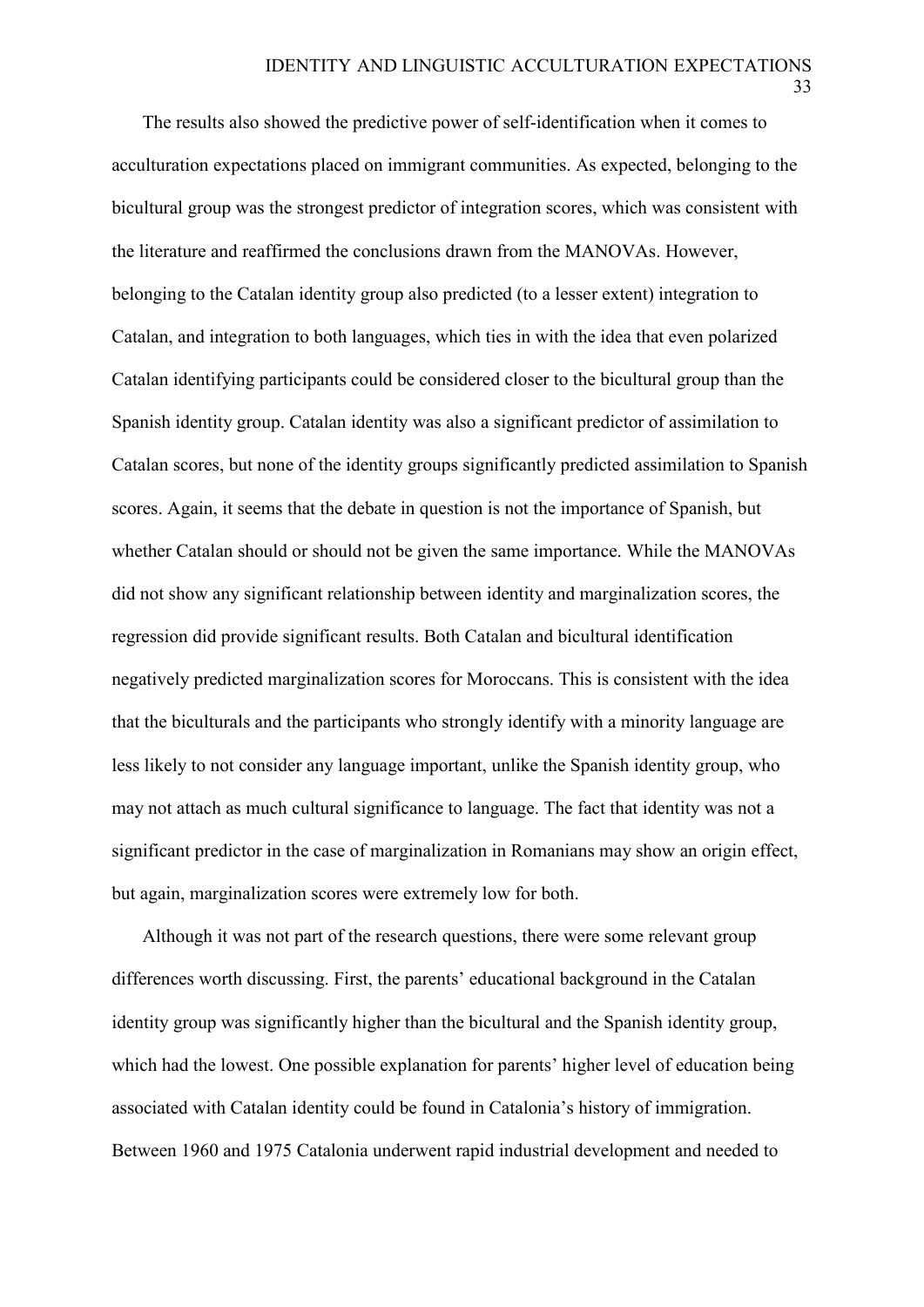The results also showed the predictive power of self-identification when it comes to acculturation expectations placed on immigrant communities. As expected, belonging to the bicultural group was the strongest predictor of integration scores, which was consistent with the literature and reaffirmed the conclusions drawn from the MANOVAs. However, belonging to the Catalan identity group also predicted (to a lesser extent) integration to Catalan, and integration to both languages, which ties in with the idea that even polarized Catalan identifying participants could be considered closer to the bicultural group than the Spanish identity group. Catalan identity was also a significant predictor of assimilation to Catalan scores, but none of the identity groups significantly predicted assimilation to Spanish scores. Again, it seems that the debate in question is not the importance of Spanish, but whether Catalan should or should not be given the same importance. While the MANOVAs did not show any significant relationship between identity and marginalization scores, the regression did provide significant results. Both Catalan and bicultural identification negatively predicted marginalization scores for Moroccans. This is consistent with the idea that the biculturals and the participants who strongly identify with a minority language are less likely to not consider any language important, unlike the Spanish identity group, who may not attach as much cultural significance to language. The fact that identity was not a significant predictor in the case of marginalization in Romanians may show an origin effect, but again, marginalization scores were extremely low for both.

Although it was not part of the research questions, there were some relevant group differences worth discussing. First, the parents' educational background in the Catalan identity group was significantly higher than the bicultural and the Spanish identity group, which had the lowest. One possible explanation for parents' higher level of education being associated with Catalan identity could be found in Catalonia's history of immigration. Between 1960 and 1975 Catalonia underwent rapid industrial development and needed to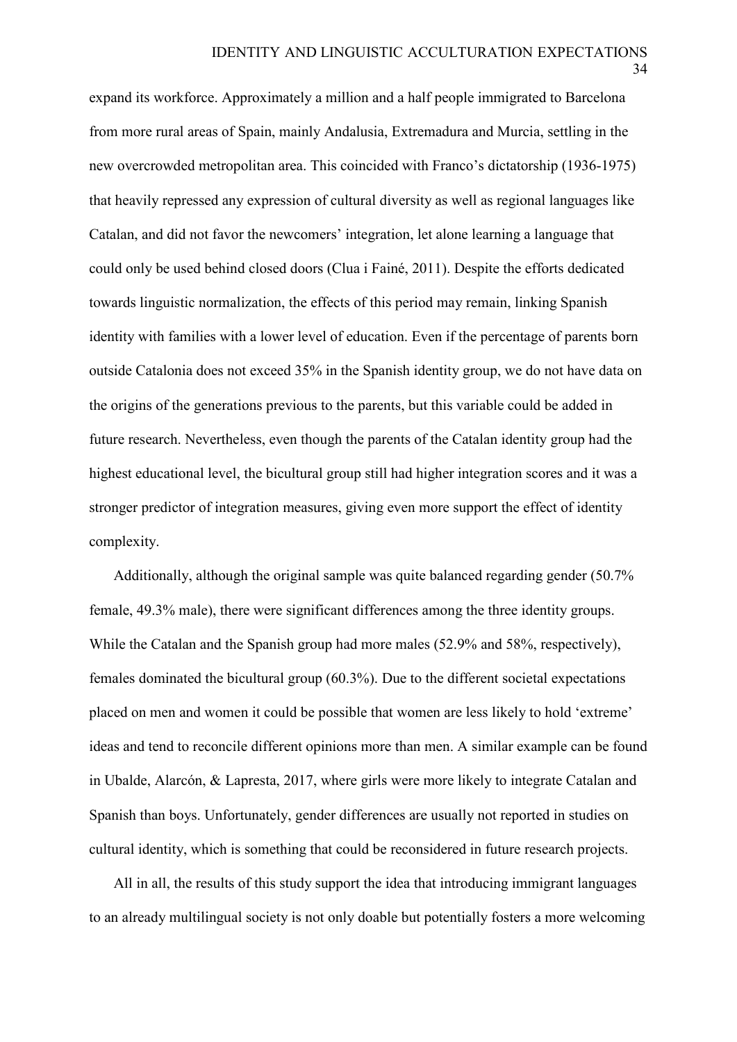expand its workforce. Approximately a million and a half people immigrated to Barcelona from more rural areas of Spain, mainly Andalusia, Extremadura and Murcia, settling in the new overcrowded metropolitan area. This coincided with Franco's dictatorship (1936-1975) that heavily repressed any expression of cultural diversity as well as regional languages like Catalan, and did not favor the newcomers' integration, let alone learning a language that could only be used behind closed doors (Clua i Fainé, 2011). Despite the efforts dedicated towards linguistic normalization, the effects of this period may remain, linking Spanish identity with families with a lower level of education. Even if the percentage of parents born outside Catalonia does not exceed 35% in the Spanish identity group, we do not have data on the origins of the generations previous to the parents, but this variable could be added in future research. Nevertheless, even though the parents of the Catalan identity group had the highest educational level, the bicultural group still had higher integration scores and it was a stronger predictor of integration measures, giving even more support the effect of identity complexity.

Additionally, although the original sample was quite balanced regarding gender (50.7% female, 49.3% male), there were significant differences among the three identity groups. While the Catalan and the Spanish group had more males (52.9% and 58%, respectively), females dominated the bicultural group (60.3%). Due to the different societal expectations placed on men and women it could be possible that women are less likely to hold 'extreme' ideas and tend to reconcile different opinions more than men. A similar example can be found in Ubalde, Alarcón, & Lapresta, 2017, where girls were more likely to integrate Catalan and Spanish than boys. Unfortunately, gender differences are usually not reported in studies on cultural identity, which is something that could be reconsidered in future research projects.

All in all, the results of this study support the idea that introducing immigrant languages to an already multilingual society is not only doable but potentially fosters a more welcoming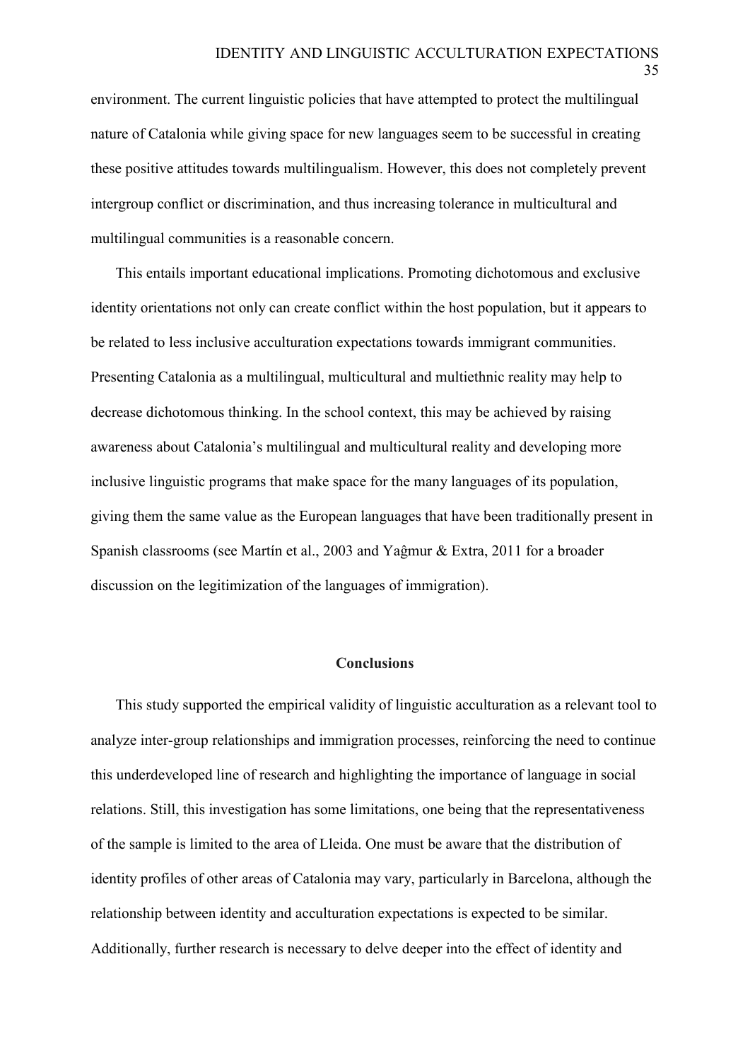environment. The current linguistic policies that have attempted to protect the multilingual nature of Catalonia while giving space for new languages seem to be successful in creating these positive attitudes towards multilingualism. However, this does not completely prevent intergroup conflict or discrimination, and thus increasing tolerance in multicultural and multilingual communities is a reasonable concern.

This entails important educational implications. Promoting dichotomous and exclusive identity orientations not only can create conflict within the host population, but it appears to be related to less inclusive acculturation expectations towards immigrant communities. Presenting Catalonia as a multilingual, multicultural and multiethnic reality may help to decrease dichotomous thinking. In the school context, this may be achieved by raising awareness about Catalonia's multilingual and multicultural reality and developing more inclusive linguistic programs that make space for the many languages of its population, giving them the same value as the European languages that have been traditionally present in Spanish classrooms (see Martín et al., 2003 and Yaĝmur & Extra, 2011 for a broader discussion on the legitimization of the languages of immigration).

## Conclusions

This study supported the empirical validity of linguistic acculturation as a relevant tool to analyze inter-group relationships and immigration processes, reinforcing the need to continue this underdeveloped line of research and highlighting the importance of language in social relations. Still, this investigation has some limitations, one being that the representativeness of the sample is limited to the area of Lleida. One must be aware that the distribution of identity profiles of other areas of Catalonia may vary, particularly in Barcelona, although the relationship between identity and acculturation expectations is expected to be similar. Additionally, further research is necessary to delve deeper into the effect of identity and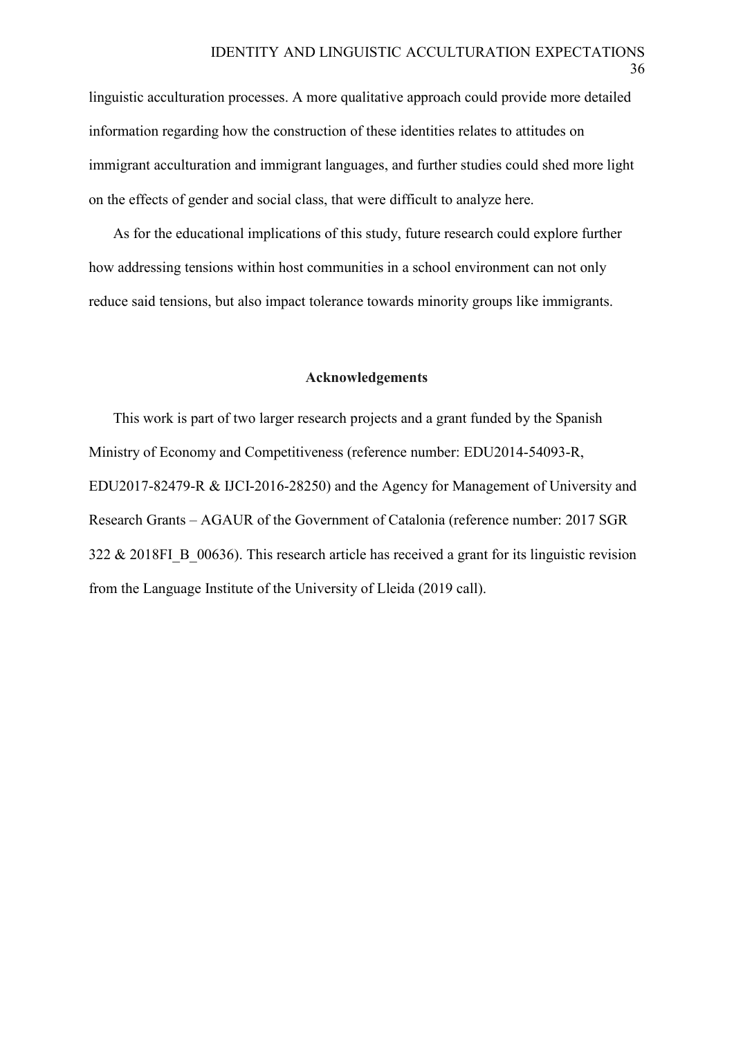linguistic acculturation processes. A more qualitative approach could provide more detailed information regarding how the construction of these identities relates to attitudes on immigrant acculturation and immigrant languages, and further studies could shed more light on the effects of gender and social class, that were difficult to analyze here.

As for the educational implications of this study, future research could explore further how addressing tensions within host communities in a school environment can not only reduce said tensions, but also impact tolerance towards minority groups like immigrants.

## Acknowledgements

This work is part of two larger research projects and a grant funded by the Spanish Ministry of Economy and Competitiveness (reference number: EDU2014-54093-R, EDU2017-82479-R & IJCI-2016-28250) and the Agency for Management of University and Research Grants – AGAUR of the Government of Catalonia (reference number: 2017 SGR 322 & 2018FI_B_00636). This research article has received a grant for its linguistic revision from the Language Institute of the University of Lleida (2019 call).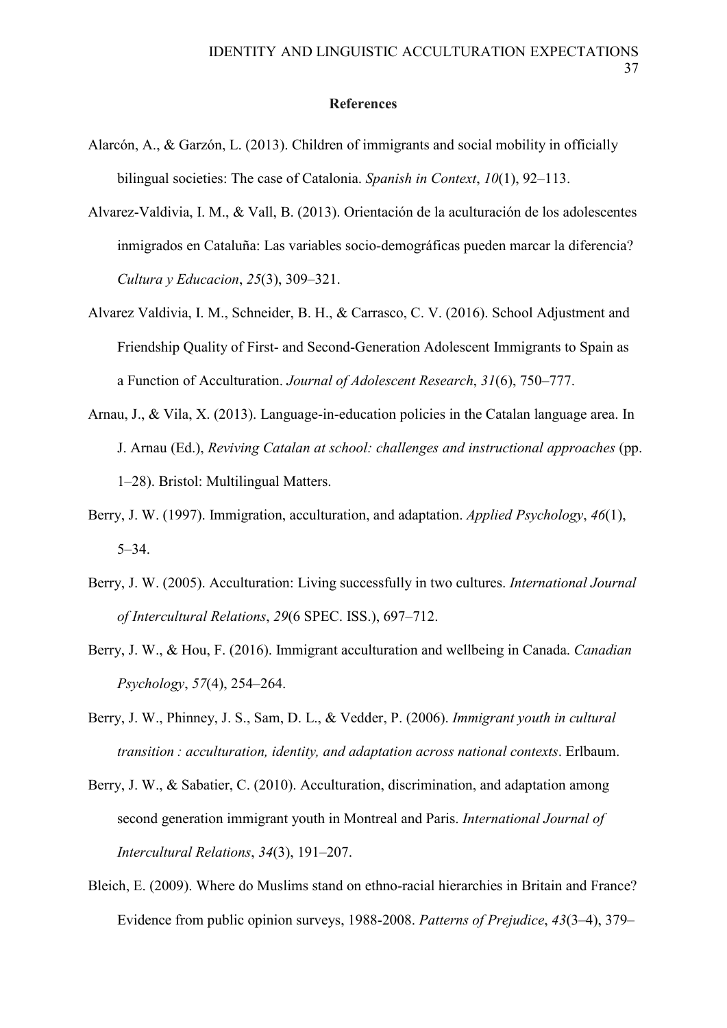## References

Alarcón, A., & Garzón, L. (2013). Children of immigrants and social mobility in officially bilingual societies: The case of Catalonia. *Spanish in Context*, *10*(1), 92–113.

Alvarez-Valdivia, I. M., & Vall, B. (2013). Orientación de la aculturación de los adolescentes inmigrados en Cataluña: Las variables socio-demográficas pueden marcar la diferencia? *Cultura y Educacion*, *25*(3), 309–321.

Alvarez Valdivia, I. M., Schneider, B. H., & Carrasco, C. V. (2016). School Adjustment and Friendship Quality of First- and Second-Generation Adolescent Immigrants to Spain as a Function of Acculturation. *Journal of Adolescent Research*, *31*(6), 750–777.

Arnau, J., & Vila, X. (2013). Language-in-education policies in the Catalan language area. In J. Arnau (Ed.), *Reviving Catalan at school: challenges and instructional approaches* (pp. 1–28). Bristol: Multilingual Matters.

Berry, J. W. (1997). Immigration, acculturation, and adaptation. *Applied Psychology*, *46*(1), 5–34.

Berry, J. W. (2005). Acculturation: Living successfully in two cultures. *International Journal of Intercultural Relations*, *29*(6 SPEC. ISS.), 697–712.

Berry, J. W., & Hou, F. (2016). Immigrant acculturation and wellbeing in Canada. *Canadian Psychology*, *57*(4), 254–264.

Berry, J. W., Phinney, J. S., Sam, D. L., & Vedder, P. (2006). *Immigrant youth in cultural transition : acculturation, identity, and adaptation across national contexts*. Erlbaum.

Berry, J. W., & Sabatier, C. (2010). Acculturation, discrimination, and adaptation among second generation immigrant youth in Montreal and Paris. *International Journal of Intercultural Relations*, *34*(3), 191–207.

Bleich, E. (2009). Where do Muslims stand on ethno-racial hierarchies in Britain and France? Evidence from public opinion surveys, 1988-2008. *Patterns of Prejudice*, *43*(3–4), 379–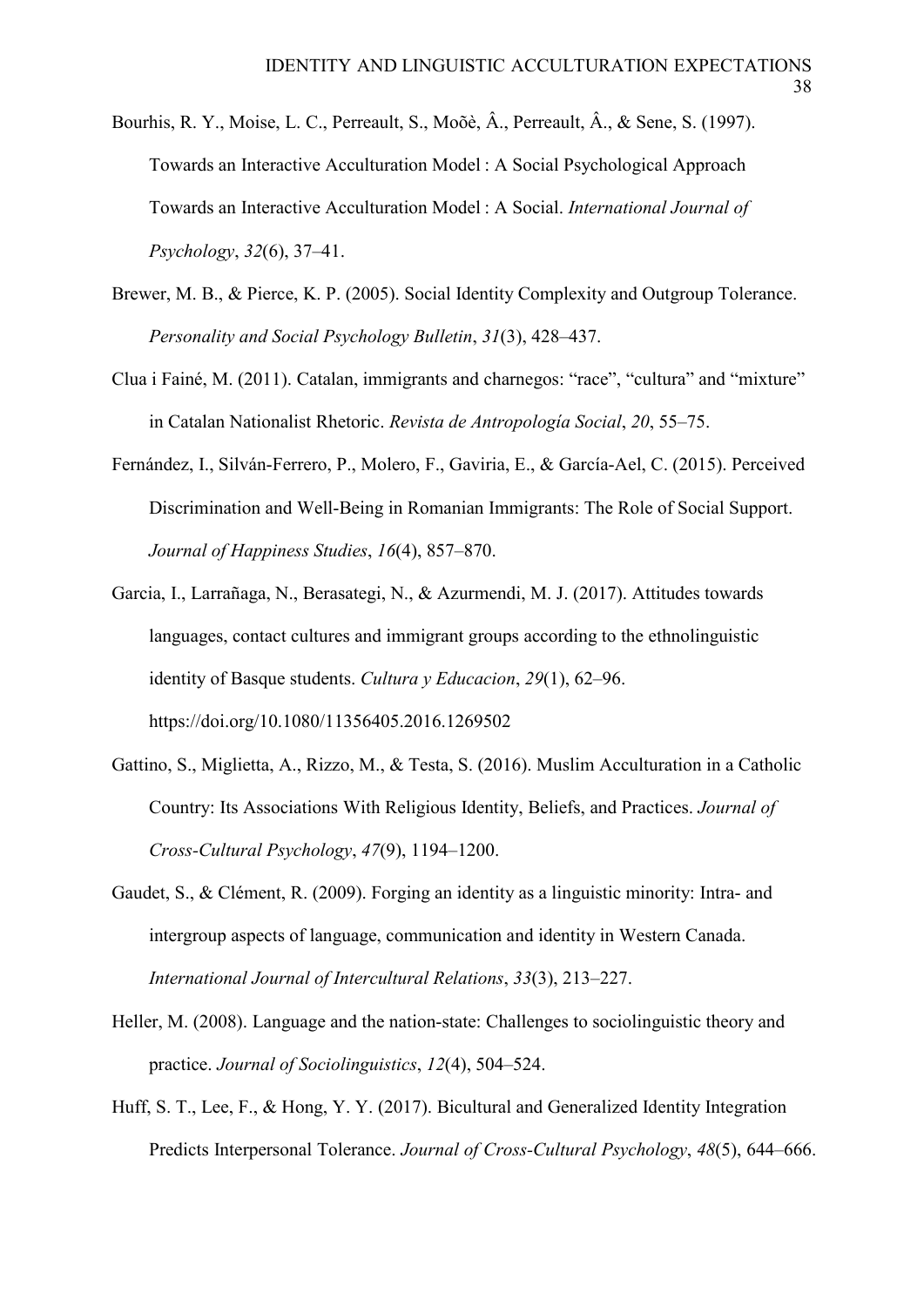Bourhis, R. Y., Moise, L. C., Perreault, S., Moõè, Â., Perreault, Â., & Sene, S. (1997). Towards an Interactive Acculturation Model : A Social Psychological Approach Towards an Interactive Acculturation Model : A Social. *International Journal of Psychology*, *32*(6), 37–41.

Brewer, M. B., & Pierce, K. P. (2005). Social Identity Complexity and Outgroup Tolerance. *Personality and Social Psychology Bulletin*, *31*(3), 428–437.

Clua i Fainé, M. (2011). Catalan, immigrants and charnegos: "race", "cultura" and "mixture" in Catalan Nationalist Rhetoric. *Revista de Antropología Social*, *20*, 55–75.

Fernández, I., Silván-Ferrero, P., Molero, F., Gaviria, E., & García-Ael, C. (2015). Perceived Discrimination and Well-Being in Romanian Immigrants: The Role of Social Support. *Journal of Happiness Studies*, *16*(4), 857–870.

Garcia, I., Larrañaga, N., Berasategi, N., & Azurmendi, M. J. (2017). Attitudes towards languages, contact cultures and immigrant groups according to the ethnolinguistic identity of Basque students. *Cultura y Educacion*, *29*(1), 62–96. https://doi.org/10.1080/11356405.2016.1269502

Gattino, S., Miglietta, A., Rizzo, M., & Testa, S. (2016). Muslim Acculturation in a Catholic Country: Its Associations With Religious Identity, Beliefs, and Practices. *Journal of Cross-Cultural Psychology*, *47*(9), 1194–1200.

Gaudet, S., & Clément, R. (2009). Forging an identity as a linguistic minority: Intra- and intergroup aspects of language, communication and identity in Western Canada. *International Journal of Intercultural Relations*, *33*(3), 213–227.

Heller, M. (2008). Language and the nation-state: Challenges to sociolinguistic theory and practice. *Journal of Sociolinguistics*, *12*(4), 504–524.

Huff, S. T., Lee, F., & Hong, Y. Y. (2017). Bicultural and Generalized Identity Integration Predicts Interpersonal Tolerance. *Journal of Cross-Cultural Psychology*, *48*(5), 644–666.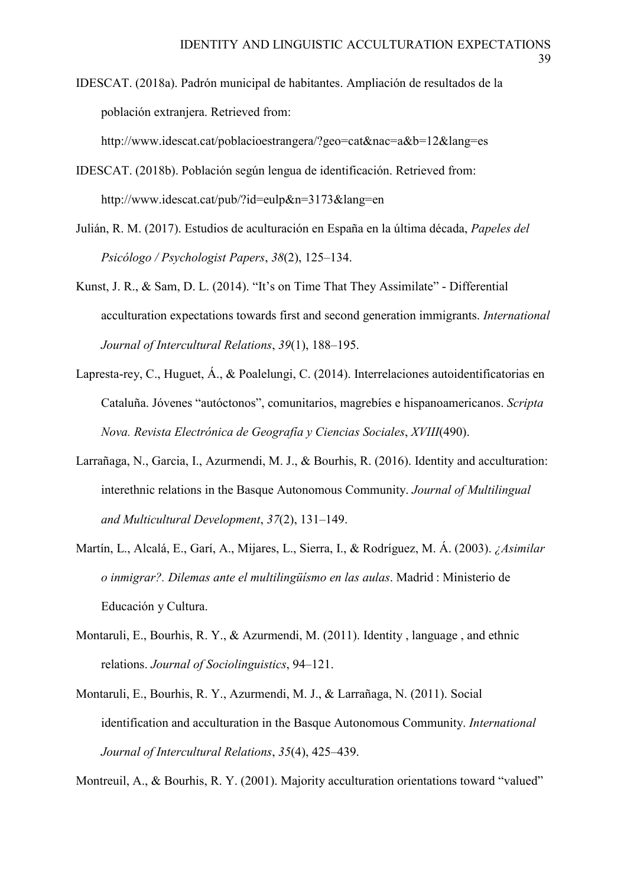IDESCAT. (2018a). Padrón municipal de habitantes. Ampliación de resultados de la población extranjera. Retrieved from: http://www.idescat.cat/poblacioestrangera/?geo=cat&nac=a&b=12&lang=es

IDESCAT. (2018b). Población según lengua de identificación. Retrieved from: http://www.idescat.cat/pub/?id=eulp&n=3173&lang=en

Julián, R. M. (2017). Estudios de aculturación en España en la última década, *Papeles del Psicólogo / Psychologist Papers*, *38*(2), 125–134.

Kunst, J. R., & Sam, D. L. (2014). "It's on Time That They Assimilate" - Differential acculturation expectations towards first and second generation immigrants. *International Journal of Intercultural Relations*, *39*(1), 188–195.

Lapresta-rey, C., Huguet, Á., & Poalelungi, C. (2014). Interrelaciones autoidentificatorias en Cataluña. Jóvenes "autóctonos", comunitarios, magrebíes e hispanoamericanos. *Scripta Nova. Revista Electrónica de Geografía y Ciencias Sociales*, *XVIII*(490).

Larrañaga, N., Garcia, I., Azurmendi, M. J., & Bourhis, R. (2016). Identity and acculturation: interethnic relations in the Basque Autonomous Community. *Journal of Multilingual and Multicultural Development*, *37*(2), 131–149.

Martín, L., Alcalá, E., Garí, A., Mijares, L., Sierra, I., & Rodríguez, M. Á. (2003). *¿Asimilar o inmigrar?. Dilemas ante el multilingüismo en las aulas*. Madrid : Ministerio de Educación y Cultura.

Montaruli, E., Bourhis, R. Y., & Azurmendi, M. (2011). Identity , language , and ethnic relations. *Journal of Sociolinguistics*, 94–121.

Montaruli, E., Bourhis, R. Y., Azurmendi, M. J., & Larrañaga, N. (2011). Social identification and acculturation in the Basque Autonomous Community. *International Journal of Intercultural Relations*, *35*(4), 425–439.

Montreuil, A., & Bourhis, R. Y. (2001). Majority acculturation orientations toward "valued"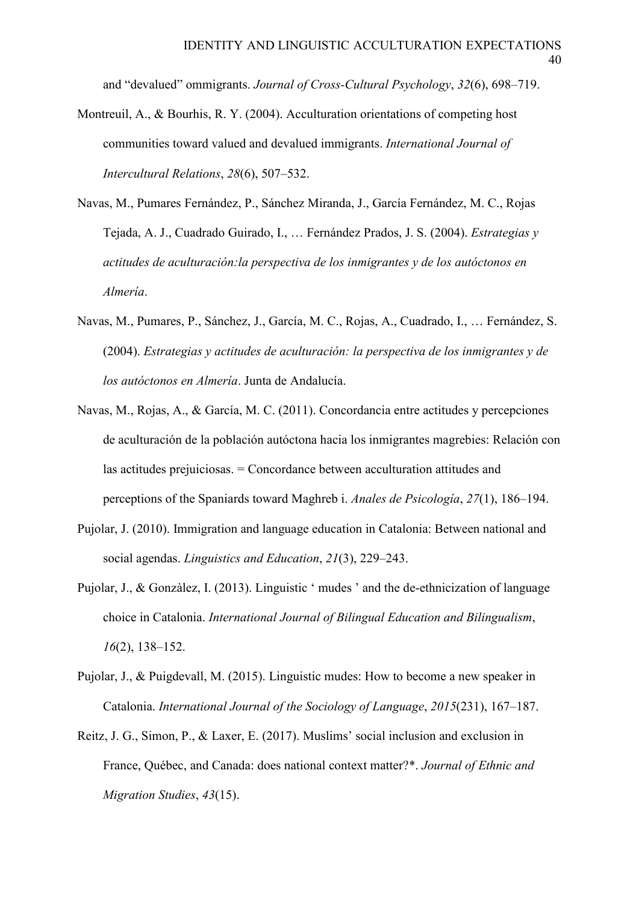and “devalued” ommigrants. *Journal of Cross-Cultural Psychology*, *32*(6), 698–719.

Montreuil, A., & Bourhis, R. Y. (2004). Acculturation orientations of competing host communities toward valued and devalued immigrants. *International Journal of Intercultural Relations*, *28*(6), 507–532.

Navas, M., Pumares Fernández, P., Sánchez Miranda, J., García Fernández, M. C., Rojas Tejada, A. J., Cuadrado Guirado, I., … Fernández Prados, J. S. (2004). *Estrategias y actitudes de aculturación:la perspectiva de los inmigrantes y de los autóctonos en Almería*.

Navas, M., Pumares, P., Sánchez, J., García, M. C., Rojas, A., Cuadrado, I., … Fernández, S. (2004). *Estrategias y actitudes de aculturación: la perspectiva de los inmigrantes y de los autóctonos en Almería*. Junta de Andalucía.

Navas, M., Rojas, A., & García, M. C. (2011). Concordancia entre actitudes y percepciones de aculturación de la población autóctona hacia los inmigrantes magrebies: Relación con las actitudes prejuiciosas. = Concordance between acculturation attitudes and perceptions of the Spaniards toward Maghreb i. *Anales de Psicología*, *27*(1), 186–194.

Pujolar, J. (2010). Immigration and language education in Catalonia: Between national and social agendas. *Linguistics and Education*, *21*(3), 229–243.

Pujolar, J., & Gonzàlez, I. (2013). Linguistic ‘ mudes ’ and the de-ethnicization of language choice in Catalonia. *International Journal of Bilingual Education and Bilingualism*, *16*(2), 138–152.

Pujolar, J., & Puigdevall, M. (2015). Linguistic mudes: How to become a new speaker in Catalonia. *International Journal of the Sociology of Language*, *2015*(231), 167–187.

Reitz, J. G., Simon, P., & Laxer, E. (2017). Muslims’ social inclusion and exclusion in France, Québec, and Canada: does national context matter?*. *Journal of Ethnic and Migration Studies*, *43*(15).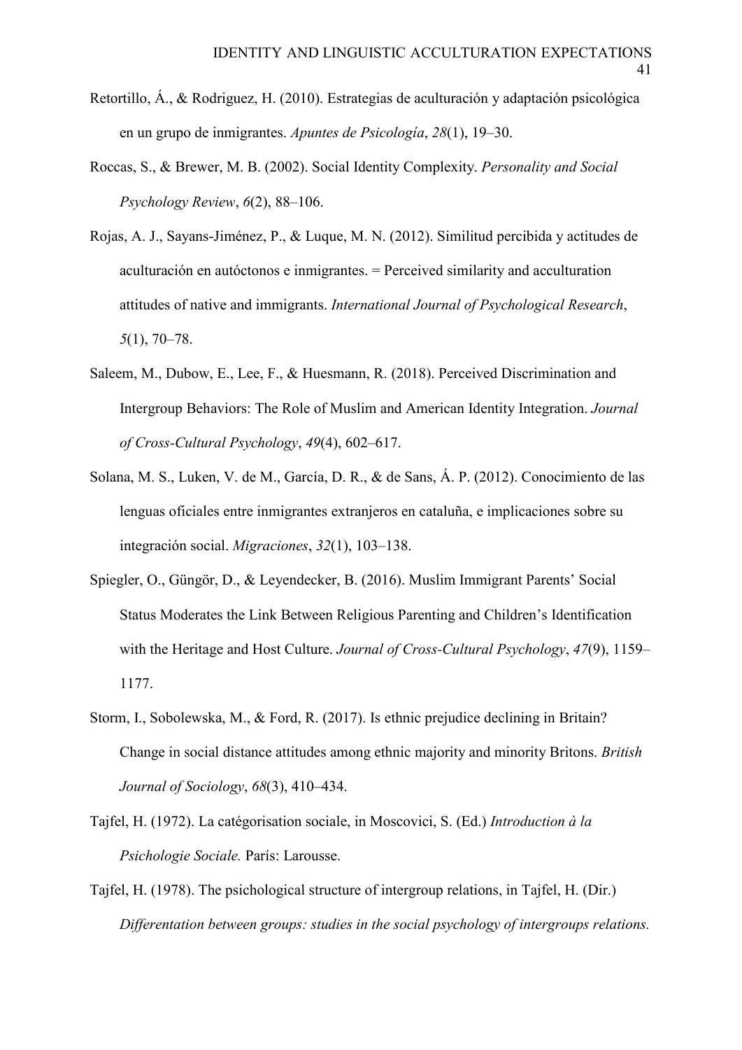Retortillo, Á., & Rodriguez, H. (2010). Estrategias de aculturación y adaptación psicológica en un grupo de inmigrantes. *Apuntes de Psicología*, *28*(1), 19–30.

Roccas, S., & Brewer, M. B. (2002). Social Identity Complexity. *Personality and Social Psychology Review*, *6*(2), 88–106.

Rojas, A. J., Sayans-Jiménez, P., & Luque, M. N. (2012). Similitud percibida y actitudes de aculturación en autóctonos e inmigrantes. = Perceived similarity and acculturation attitudes of native and immigrants. *International Journal of Psychological Research*, *5*(1), 70–78.

Saleem, M., Dubow, E., Lee, F., & Huesmann, R. (2018). Perceived Discrimination and Intergroup Behaviors: The Role of Muslim and American Identity Integration. *Journal of Cross-Cultural Psychology*, *49*(4), 602–617.

Solana, M. S., Luken, V. de M., García, D. R., & de Sans, Á. P. (2012). Conocimiento de las lenguas oficiales entre inmigrantes extranjeros en cataluña, e implicaciones sobre su integración social. *Migraciones*, *32*(1), 103–138.

Spiegler, O., Güngör, D., & Leyendecker, B. (2016). Muslim Immigrant Parents' Social Status Moderates the Link Between Religious Parenting and Children's Identification with the Heritage and Host Culture. *Journal of Cross-Cultural Psychology*, *47*(9), 1159–1177.

Storm, I., Sobolewska, M., & Ford, R. (2017). Is ethnic prejudice declining in Britain? Change in social distance attitudes among ethnic majority and minority Britons. *British Journal of Sociology*, *68*(3), 410–434.

Tajfel, H. (1972). La catégorisation sociale, in Moscovici, S. (Ed.) *Introduction à la Psichologie Sociale.* París: Larousse.

Tajfel, H. (1978). The psichological structure of intergroup relations, in Tajfel, H. (Dir.) *Differentation between groups: studies in the social psychology of intergroups relations.*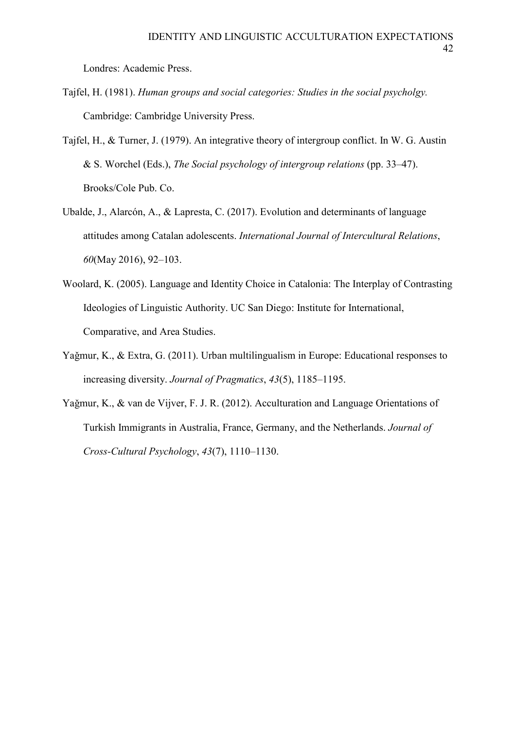Londres: Academic Press.

Tajfel, H. (1981). *Human groups and social categories: Studies in the social psycholgy.* Cambridge: Cambridge University Press.

Tajfel, H., & Turner, J. (1979). An integrative theory of intergroup conflict. In W. G. Austin & S. Worchel (Eds.), *The Social psychology of intergroup relations* (pp. 33–47). Brooks/Cole Pub. Co.

Ubalde, J., Alarcón, A., & Lapresta, C. (2017). Evolution and determinants of language attitudes among Catalan adolescents. *International Journal of Intercultural Relations*, *60*(May 2016), 92–103.

Woolard, K. (2005). Language and Identity Choice in Catalonia: The Interplay of Contrasting Ideologies of Linguistic Authority. UC San Diego: Institute for International, Comparative, and Area Studies.

Yağmur, K., & Extra, G. (2011). Urban multilingualism in Europe: Educational responses to increasing diversity. *Journal of Pragmatics*, *43*(5), 1185–1195.

Yağmur, K., & van de Vijver, F. J. R. (2012). Acculturation and Language Orientations of Turkish Immigrants in Australia, France, Germany, and the Netherlands. *Journal of Cross-Cultural Psychology*, *43*(7), 1110–1130.